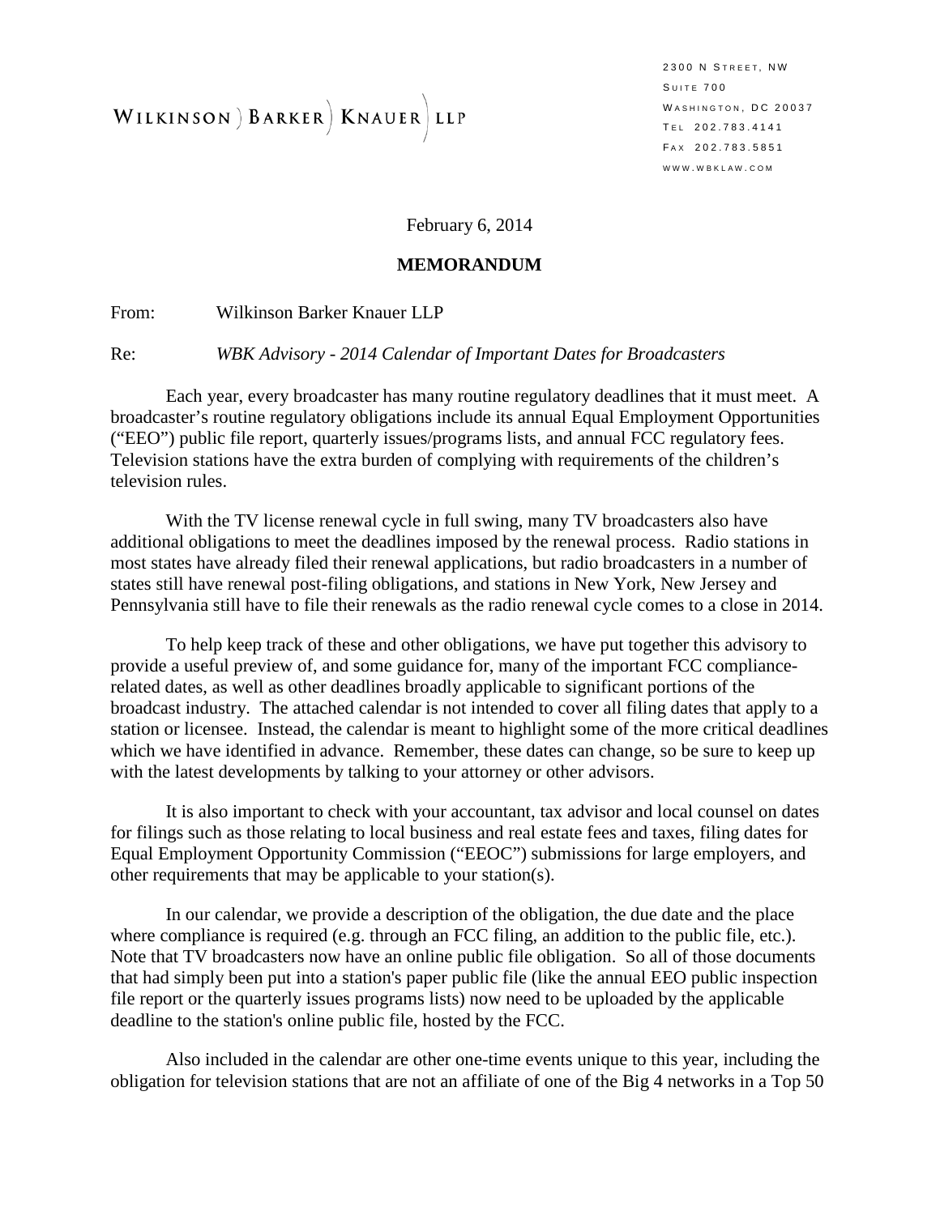WILKINSON ) BARKER ) KNAUER ) LLP

2300 N STREET, NW
SUITE 700
WASHINGTON, DC 20037
TEL 202.783.4141
FAX 202.783.5851
WWW.WBKLAW.COM

February 6, 2014

**MEMORANDUM**

From: Wilkinson Barker Knauer LLP

Re: *WBK Advisory - 2014 Calendar of Important Dates for Broadcasters*

Each year, every broadcaster has many routine regulatory deadlines that it must meet. A broadcaster's routine regulatory obligations include its annual Equal Employment Opportunities ("EEO") public file report, quarterly issues/programs lists, and annual FCC regulatory fees. Television stations have the extra burden of complying with requirements of the children's television rules.

With the TV license renewal cycle in full swing, many TV broadcasters also have additional obligations to meet the deadlines imposed by the renewal process. Radio stations in most states have already filed their renewal applications, but radio broadcasters in a number of states still have renewal post-filing obligations, and stations in New York, New Jersey and Pennsylvania still have to file their renewals as the radio renewal cycle comes to a close in 2014.

To help keep track of these and other obligations, we have put together this advisory to provide a useful preview of, and some guidance for, many of the important FCC compliance-related dates, as well as other deadlines broadly applicable to significant portions of the broadcast industry. The attached calendar is not intended to cover all filing dates that apply to a station or licensee. Instead, the calendar is meant to highlight some of the more critical deadlines which we have identified in advance. Remember, these dates can change, so be sure to keep up with the latest developments by talking to your attorney or other advisors.

It is also important to check with your accountant, tax advisor and local counsel on dates for filings such as those relating to local business and real estate fees and taxes, filing dates for Equal Employment Opportunity Commission ("EEOC") submissions for large employers, and other requirements that may be applicable to your station(s).

In our calendar, we provide a description of the obligation, the due date and the place where compliance is required (e.g. through an FCC filing, an addition to the public file, etc.). Note that TV broadcasters now have an online public file obligation. So all of those documents that had simply been put into a station's paper public file (like the annual EEO public inspection file report or the quarterly issues programs lists) now need to be uploaded by the applicable deadline to the station's online public file, hosted by the FCC.

Also included in the calendar are other one-time events unique to this year, including the obligation for television stations that are not an affiliate of one of the Big 4 networks in a Top 50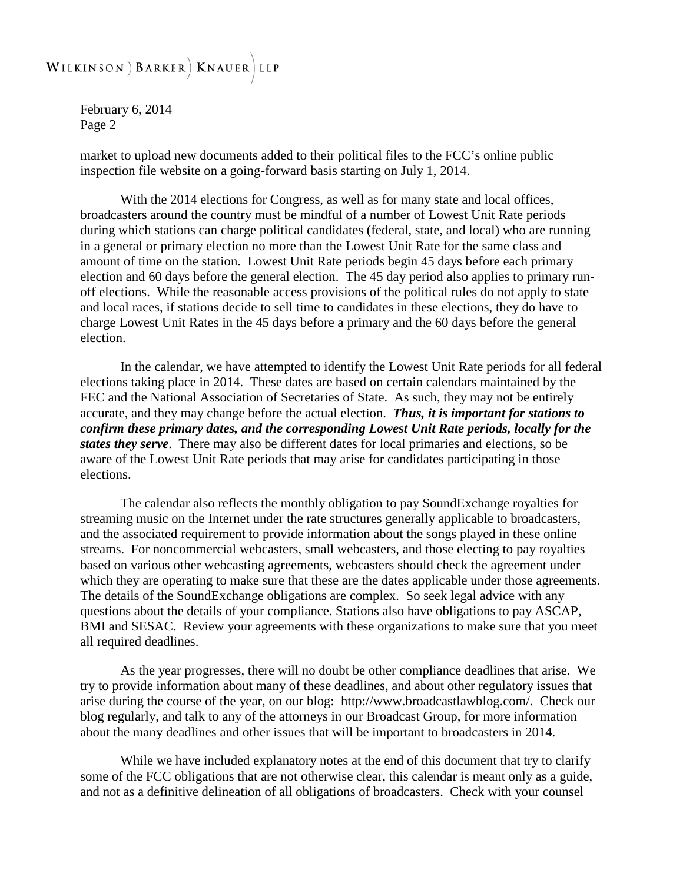market to upload new documents added to their political files to the FCC's online public inspection file website on a going-forward basis starting on July 1, 2014.

With the 2014 elections for Congress, as well as for many state and local offices, broadcasters around the country must be mindful of a number of Lowest Unit Rate periods during which stations can charge political candidates (federal, state, and local) who are running in a general or primary election no more than the Lowest Unit Rate for the same class and amount of time on the station. Lowest Unit Rate periods begin 45 days before each primary election and 60 days before the general election. The 45 day period also applies to primary run-off elections. While the reasonable access provisions of the political rules do not apply to state and local races, if stations decide to sell time to candidates in these elections, they do have to charge Lowest Unit Rates in the 45 days before a primary and the 60 days before the general election.

In the calendar, we have attempted to identify the Lowest Unit Rate periods for all federal elections taking place in 2014. These dates are based on certain calendars maintained by the FEC and the National Association of Secretaries of State. As such, they may not be entirely accurate, and they may change before the actual election. ***Thus, it is important for stations to confirm these primary dates, and the corresponding Lowest Unit Rate periods, locally for the states they serve***. There may also be different dates for local primaries and elections, so be aware of the Lowest Unit Rate periods that may arise for candidates participating in those elections.

The calendar also reflects the monthly obligation to pay SoundExchange royalties for streaming music on the Internet under the rate structures generally applicable to broadcasters, and the associated requirement to provide information about the songs played in these online streams. For noncommercial webcasters, small webcasters, and those electing to pay royalties based on various other webcasting agreements, webcasters should check the agreement under which they are operating to make sure that these are the dates applicable under those agreements. The details of the SoundExchange obligations are complex. So seek legal advice with any questions about the details of your compliance. Stations also have obligations to pay ASCAP, BMI and SESAC. Review your agreements with these organizations to make sure that you meet all required deadlines.

As the year progresses, there will no doubt be other compliance deadlines that arise. We try to provide information about many of these deadlines, and about other regulatory issues that arise during the course of the year, on our blog: http://www.broadcastlawblog.com/. Check our blog regularly, and talk to any of the attorneys in our Broadcast Group, for more information about the many deadlines and other issues that will be important to broadcasters in 2014.

While we have included explanatory notes at the end of this document that try to clarify some of the FCC obligations that are not otherwise clear, this calendar is meant only as a guide, and not as a definitive delineation of all obligations of broadcasters. Check with your counsel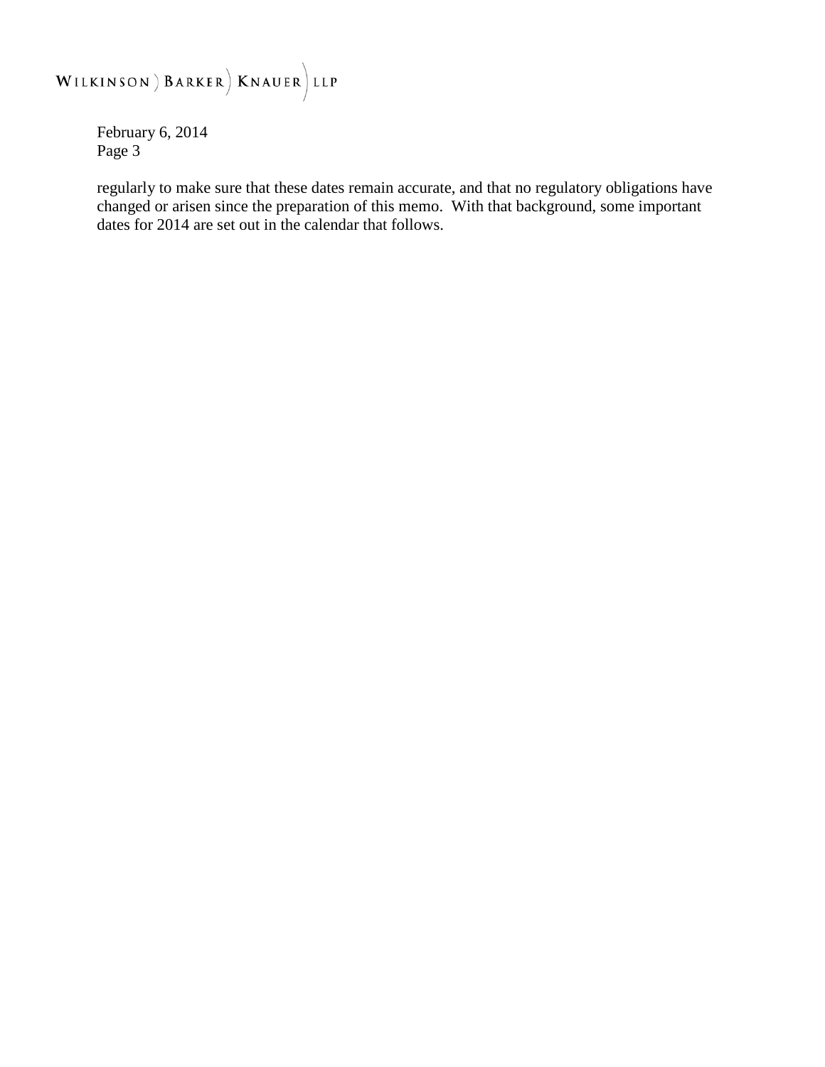regularly to make sure that these dates remain accurate, and that no regulatory obligations have changed or arisen since the preparation of this memo. With that background, some important dates for 2014 are set out in the calendar that follows.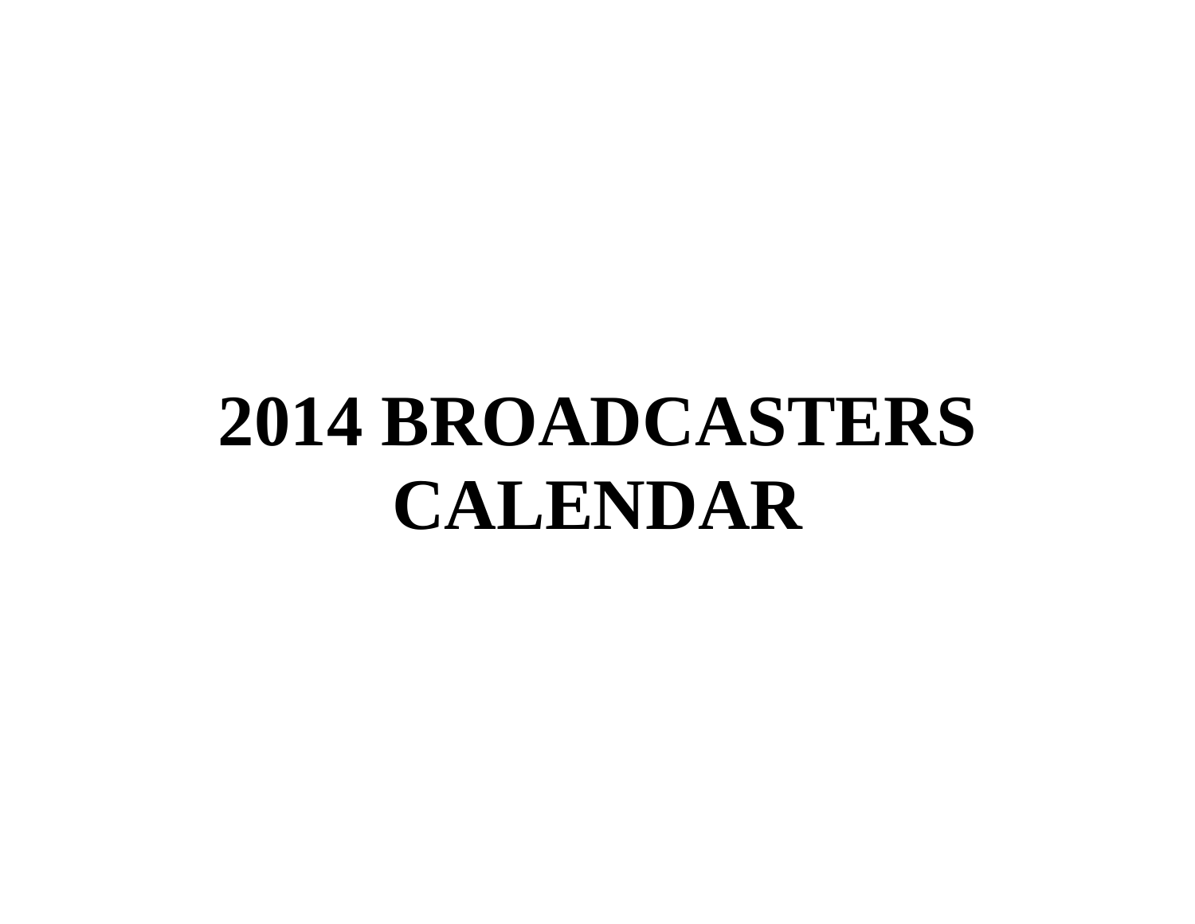# 2014 BROADCASTERS CALENDAR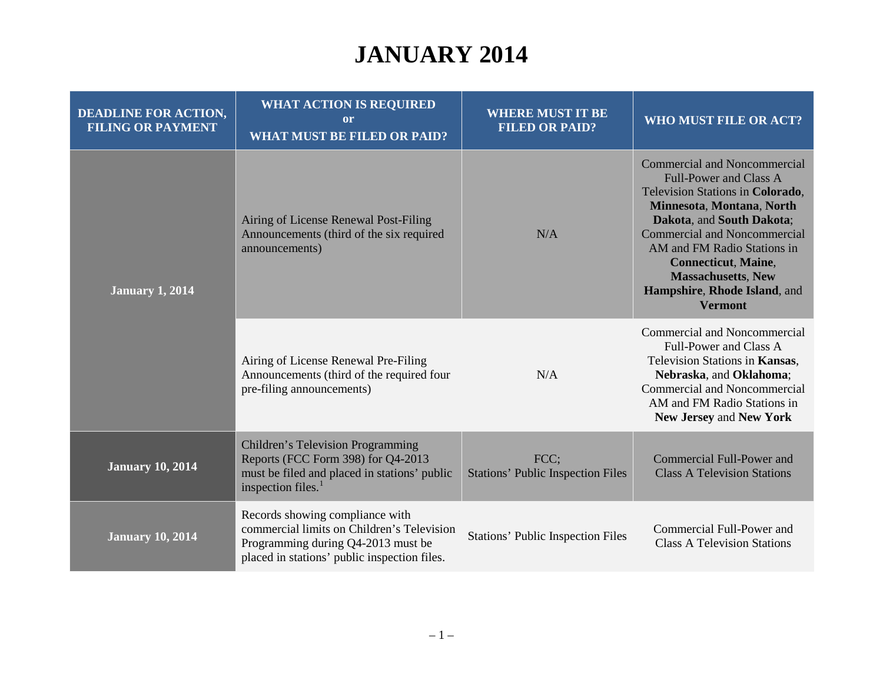# JANUARY 2014

| DEADLINE FOR ACTION, FILING OR PAYMENT | WHAT ACTION IS REQUIRED or WHAT MUST BE FILED OR PAID? | WHERE MUST IT BE FILED OR PAID? | WHO MUST FILE OR ACT? |
|---|---|---|---|
| **January 1, 2014** | Airing of License Renewal Post-Filing Announcements (third of the six required announcements) | N/A | Commercial and Noncommercial Full-Power and Class A Television Stations in **Colorado**, **Minnesota**, **Montana**, **North Dakota**, and **South Dakota**; Commercial and Noncommercial AM and FM Radio Stations in **Connecticut**, **Maine**, **Massachusetts**, **New Hampshire**, **Rhode Island**, and **Vermont** |
| | Airing of License Renewal Pre-Filing Announcements (third of the required four pre-filing announcements) | N/A | Commercial and Noncommercial Full-Power and Class A Television Stations in **Kansas**, **Nebraska**, and **Oklahoma**; Commercial and Noncommercial AM and FM Radio Stations in **New Jersey** and **New York** |
| **January 10, 2014** | Children's Television Programming Reports (FCC Form 398) for Q4-2013 must be filed and placed in stations' public inspection files.[1] | FCC; Stations' Public Inspection Files | Commercial Full-Power and Class A Television Stations |
| **January 10, 2014** | Records showing compliance with commercial limits on Children's Television Programming during Q4-2013 must be placed in stations' public inspection files. | Stations' Public Inspection Files | Commercial Full-Power and Class A Television Stations |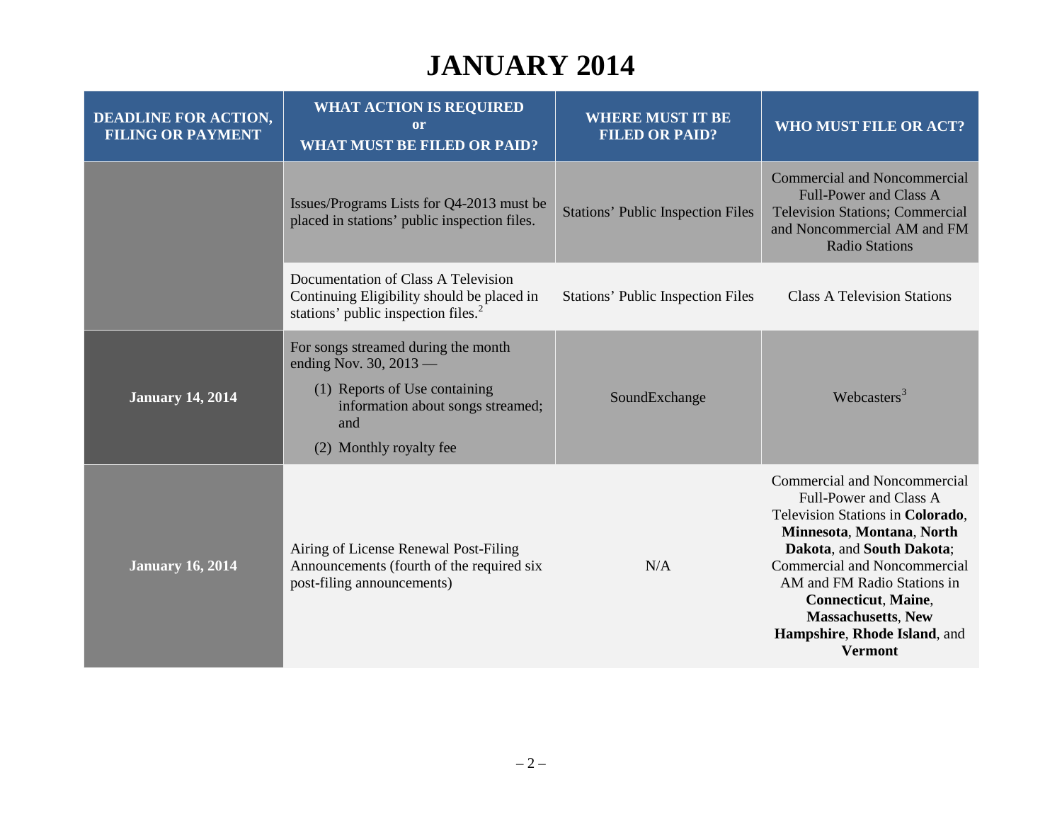# JANUARY 2014

| DEADLINE FOR ACTION, FILING OR PAYMENT | WHAT ACTION IS REQUIRED or WHAT MUST BE FILED OR PAID? | WHERE MUST IT BE FILED OR PAID? | WHO MUST FILE OR ACT? |
|---|---|---|---|
| | Issues/Programs Lists for Q4-2013 must be placed in stations' public inspection files. | Stations' Public Inspection Files | Commercial and Noncommercial Full-Power and Class A Television Stations; Commercial and Noncommercial AM and FM Radio Stations |
| | Documentation of Class A Television Continuing Eligibility should be placed in stations' public inspection files.[2] | Stations' Public Inspection Files | Class A Television Stations |
| **January 14, 2014** | For songs streamed during the month ending Nov. 30, 2013 — (1) Reports of Use containing information about songs streamed; and (2) Monthly royalty fee | SoundExchange | Webcasters[3] |
| **January 16, 2014** | Airing of License Renewal Post-Filing Announcements (fourth of the required six post-filing announcements) | N/A | Commercial and Noncommercial Full-Power and Class A Television Stations in **Colorado**, **Minnesota**, **Montana**, **North Dakota**, and **South Dakota**; Commercial and Noncommercial AM and FM Radio Stations in **Connecticut**, **Maine**, **Massachusetts**, **New Hampshire**, **Rhode Island**, and **Vermont** |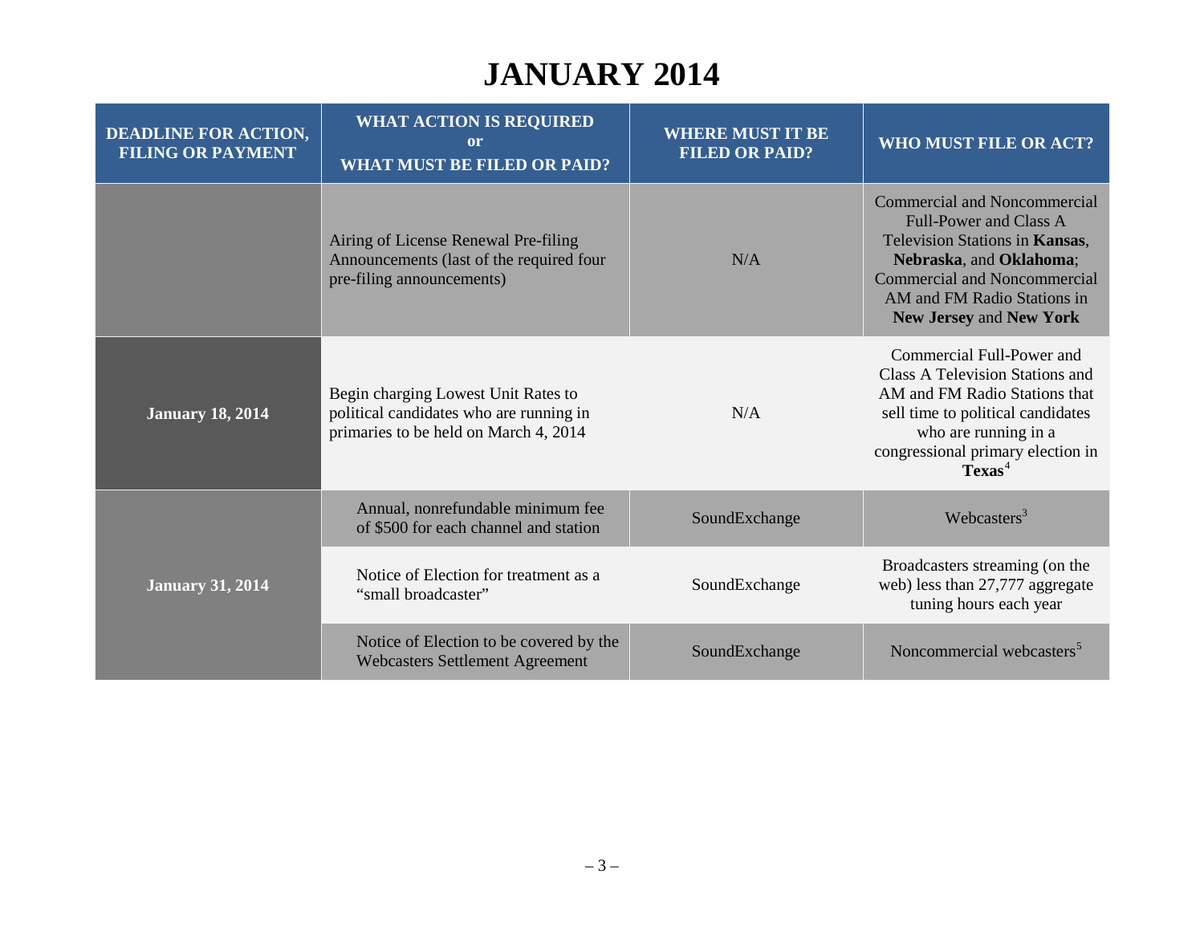# JANUARY 2014

| DEADLINE FOR ACTION, FILING OR PAYMENT | WHAT ACTION IS REQUIRED or WHAT MUST BE FILED OR PAID? | WHERE MUST IT BE FILED OR PAID? | WHO MUST FILE OR ACT? |
|---|---|---|---|
| | Airing of License Renewal Pre-filing Announcements (last of the required four pre-filing announcements) | N/A | Commercial and Noncommercial Full-Power and Class A Television Stations in **Kansas**, **Nebraska**, and **Oklahoma**; Commercial and Noncommercial AM and FM Radio Stations in **New Jersey** and **New York** |
| **January 18, 2014** | Begin charging Lowest Unit Rates to political candidates who are running in primaries to be held on March 4, 2014 | N/A | Commercial Full-Power and Class A Television Stations and AM and FM Radio Stations that sell time to political candidates who are running in a congressional primary election in **Texas**[4] |
| **January 31, 2014** | Annual, nonrefundable minimum fee of $500 for each channel and station | SoundExchange | Webcasters[3] |
| | Notice of Election for treatment as a "small broadcaster" | SoundExchange | Broadcasters streaming (on the web) less than 27,777 aggregate tuning hours each year |
| | Notice of Election to be covered by the Webcasters Settlement Agreement | SoundExchange | Noncommercial webcasters[5] |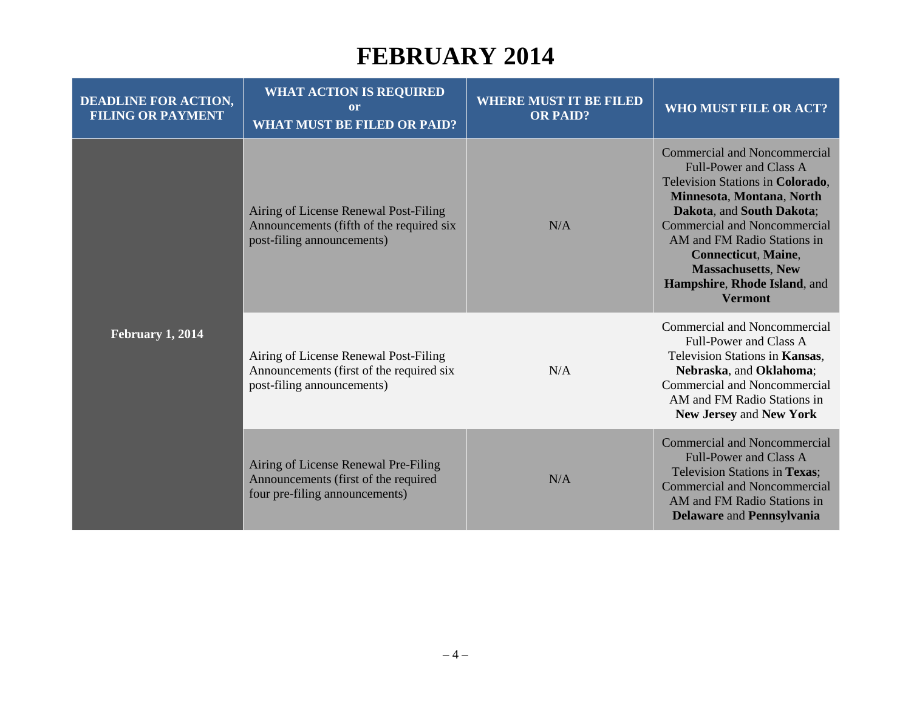# FEBRUARY 2014

| DEADLINE FOR ACTION, FILING OR PAYMENT | WHAT ACTION IS REQUIRED or WHAT MUST BE FILED OR PAID? | WHERE MUST IT BE FILED OR PAID? | WHO MUST FILE OR ACT? |
|---|---|---|---|
| **February 1, 2014** | Airing of License Renewal Post-Filing Announcements (fifth of the required six post-filing announcements) | N/A | Commercial and Noncommercial Full-Power and Class A Television Stations in **Colorado**, **Minnesota**, **Montana**, **North Dakota**, and **South Dakota**; Commercial and Noncommercial AM and FM Radio Stations in **Connecticut**, **Maine**, **Massachusetts**, **New Hampshire**, **Rhode Island**, and **Vermont** |
| | Airing of License Renewal Post-Filing Announcements (first of the required six post-filing announcements) | N/A | Commercial and Noncommercial Full-Power and Class A Television Stations in **Kansas**, **Nebraska**, and **Oklahoma**; Commercial and Noncommercial AM and FM Radio Stations in **New Jersey** and **New York** |
| | Airing of License Renewal Pre-Filing Announcements (first of the required four pre-filing announcements) | N/A | Commercial and Noncommercial Full-Power and Class A Television Stations in **Texas**; Commercial and Noncommercial AM and FM Radio Stations in **Delaware** and **Pennsylvania** |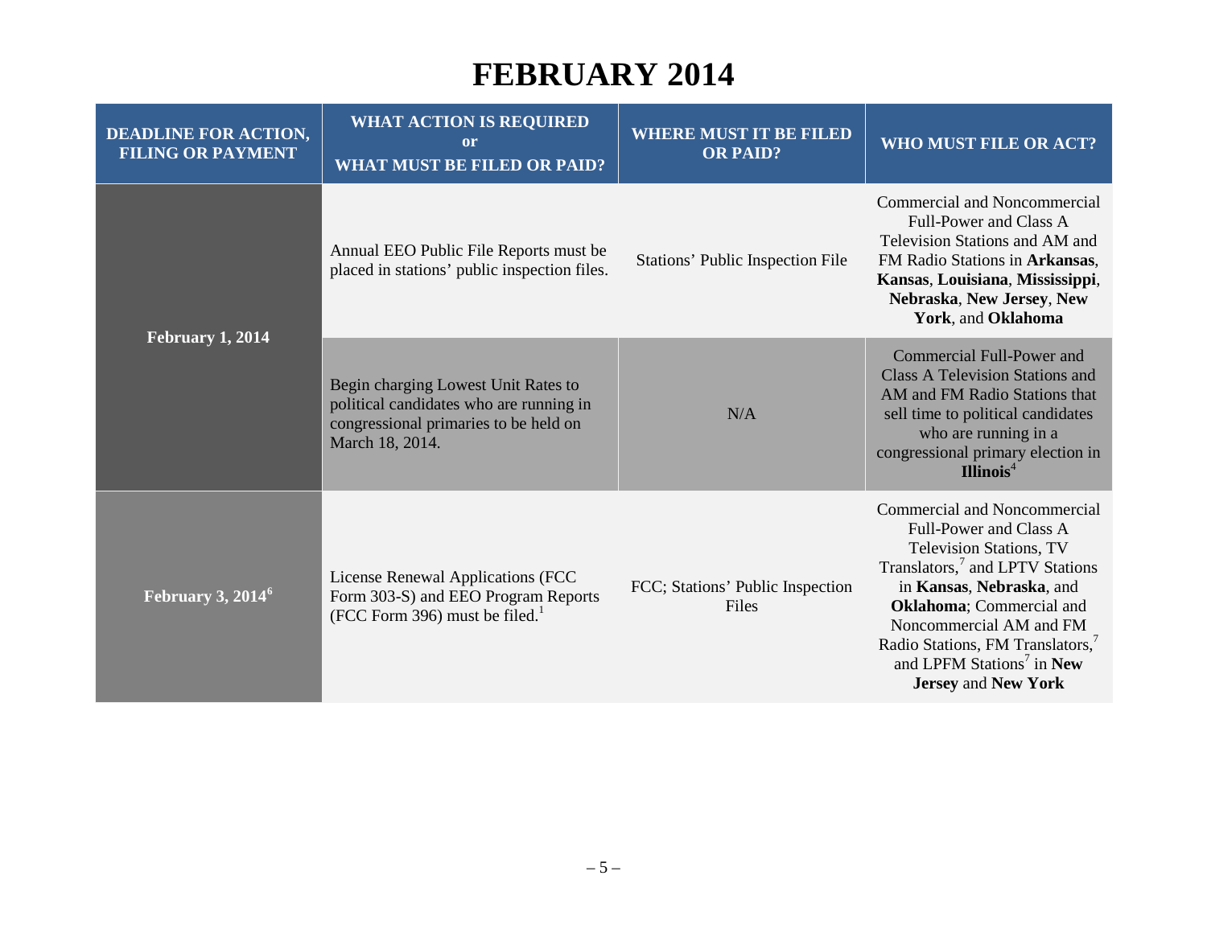# FEBRUARY 2014

| DEADLINE FOR ACTION, FILING OR PAYMENT | WHAT ACTION IS REQUIRED or WHAT MUST BE FILED OR PAID? | WHERE MUST IT BE FILED OR PAID? | WHO MUST FILE OR ACT? |
|---|---|---|---|
| **February 1, 2014** | Annual EEO Public File Reports must be placed in stations' public inspection files. | Stations' Public Inspection File | Commercial and Noncommercial Full-Power and Class A Television Stations and AM and FM Radio Stations in **Arkansas**, **Kansas**, **Louisiana**, **Mississippi**, **Nebraska**, **New Jersey**, **New York**, and **Oklahoma** |
| | Begin charging Lowest Unit Rates to political candidates who are running in congressional primaries to be held on March 18, 2014. | N/A | Commercial Full-Power and Class A Television Stations and AM and FM Radio Stations that sell time to political candidates who are running in a congressional primary election in **Illinois**[4] |
| **February 3, 2014**[6] | License Renewal Applications (FCC Form 303-S) and EEO Program Reports (FCC Form 396) must be filed.[1] | FCC; Stations' Public Inspection Files | Commercial and Noncommercial Full-Power and Class A Television Stations, TV Translators,[7] and LPTV Stations in **Kansas**, **Nebraska**, and **Oklahoma**; Commercial and Noncommercial AM and FM Radio Stations, FM Translators,[7] and LPFM Stations[7] in **New Jersey** and **New York** |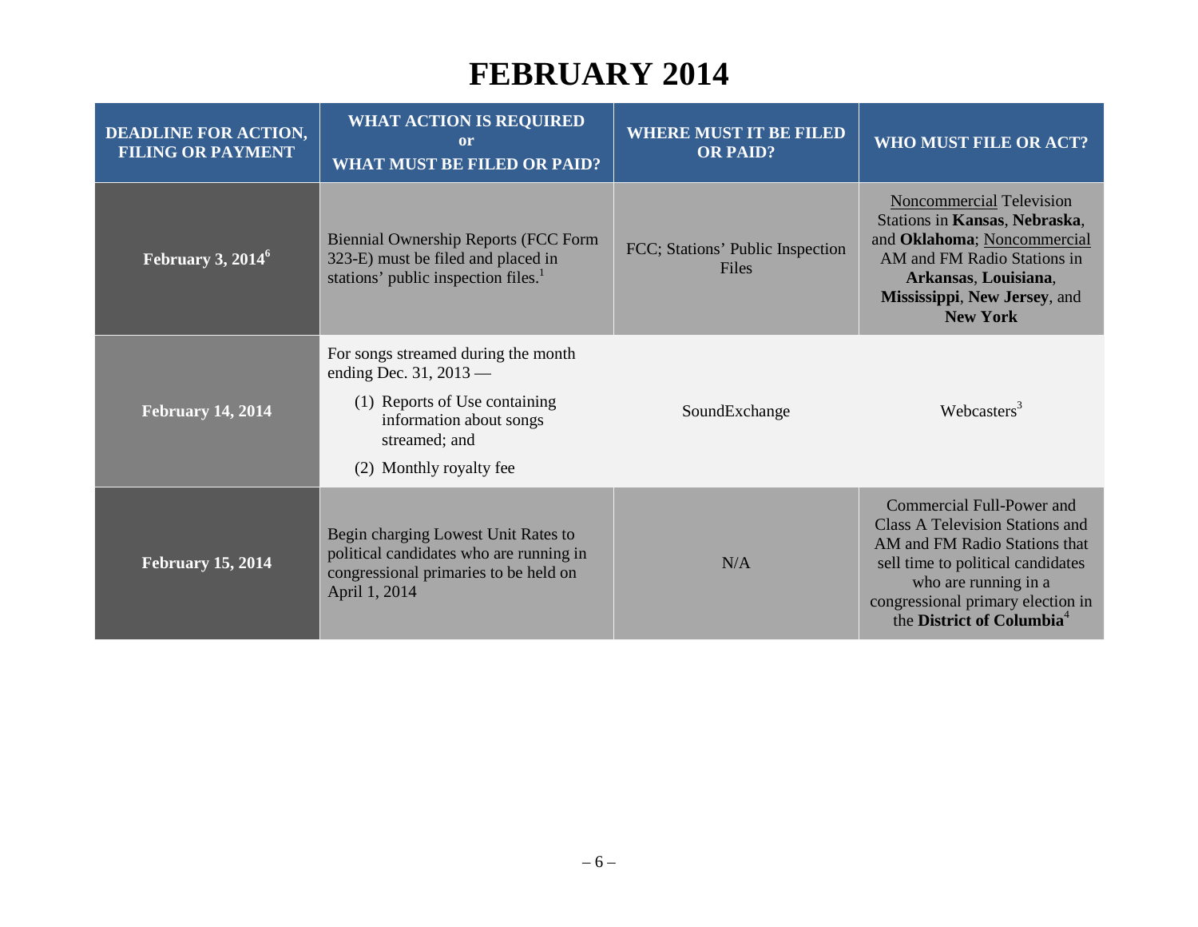# FEBRUARY 2014

| DEADLINE FOR ACTION, FILING OR PAYMENT | WHAT ACTION IS REQUIRED or WHAT MUST BE FILED OR PAID? | WHERE MUST IT BE FILED OR PAID? | WHO MUST FILE OR ACT? |
|---|---|---|---|
| **February 3, 2014**[6] | Biennial Ownership Reports (FCC Form 323-E) must be filed and placed in stations' public inspection files.[1] | FCC; Stations' Public Inspection Files | Noncommercial Television Stations in **Kansas**, **Nebraska**, and **Oklahoma**; Noncommercial AM and FM Radio Stations in **Arkansas**, **Louisiana**, **Mississippi**, **New Jersey**, and **New York** |
| **February 14, 2014** | For songs streamed during the month ending Dec. 31, 2013 — (1) Reports of Use containing information about songs streamed; and (2) Monthly royalty fee | SoundExchange | Webcasters[3] |
| **February 15, 2014** | Begin charging Lowest Unit Rates to political candidates who are running in congressional primaries to be held on April 1, 2014 | N/A | Commercial Full-Power and Class A Television Stations and AM and FM Radio Stations that sell time to political candidates who are running in a congressional primary election in the **District of Columbia**[4] |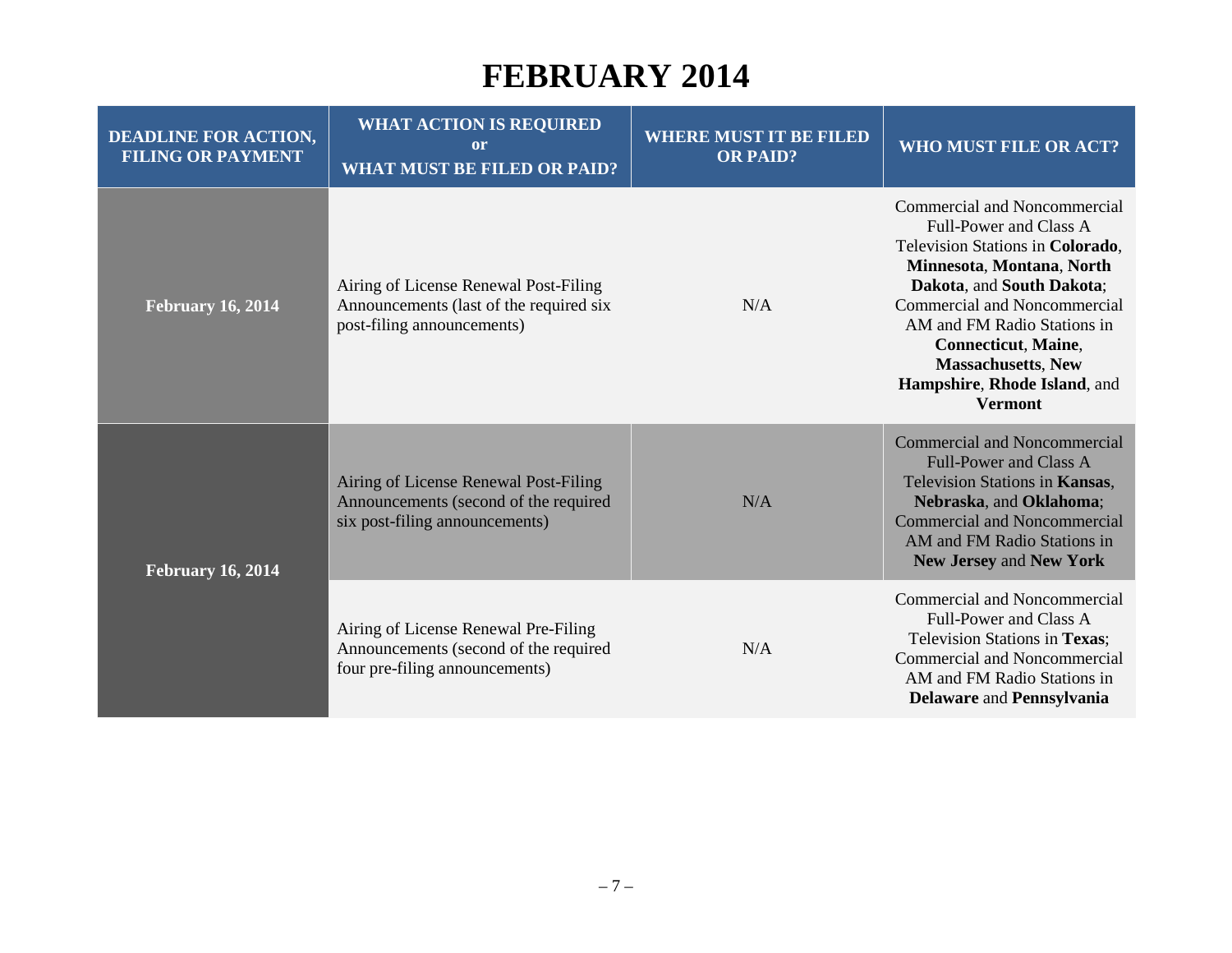# FEBRUARY 2014

| DEADLINE FOR ACTION, FILING OR PAYMENT | WHAT ACTION IS REQUIRED or WHAT MUST BE FILED OR PAID? | WHERE MUST IT BE FILED OR PAID? | WHO MUST FILE OR ACT? |
|---|---|---|---|
| **February 16, 2014** | Airing of License Renewal Post-Filing Announcements (last of the required six post-filing announcements) | N/A | Commercial and Noncommercial Full-Power and Class A Television Stations in **Colorado**, **Minnesota**, **Montana**, **North Dakota**, and **South Dakota**; Commercial and Noncommercial AM and FM Radio Stations in **Connecticut**, **Maine**, **Massachusetts**, **New Hampshire**, **Rhode Island**, and **Vermont** |
| **February 16, 2014** | Airing of License Renewal Post-Filing Announcements (second of the required six post-filing announcements) | N/A | Commercial and Noncommercial Full-Power and Class A Television Stations in **Kansas**, **Nebraska**, and **Oklahoma**; Commercial and Noncommercial AM and FM Radio Stations in **New Jersey** and **New York** |
| | Airing of License Renewal Pre-Filing Announcements (second of the required four pre-filing announcements) | N/A | Commercial and Noncommercial Full-Power and Class A Television Stations in **Texas**; Commercial and Noncommercial AM and FM Radio Stations in **Delaware** and **Pennsylvania** |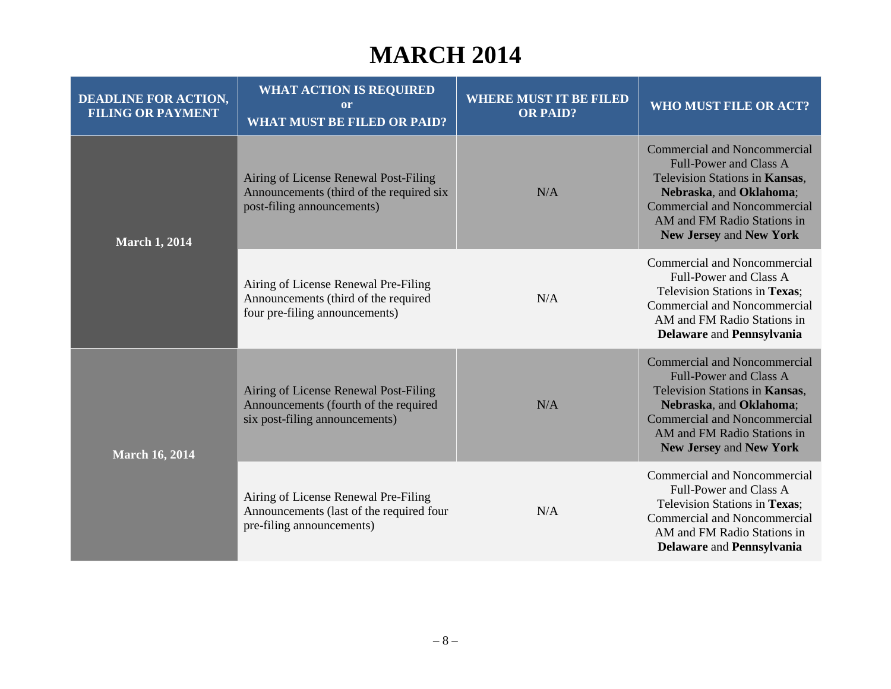# MARCH 2014

| DEADLINE FOR ACTION, FILING OR PAYMENT | WHAT ACTION IS REQUIRED or WHAT MUST BE FILED OR PAID? | WHERE MUST IT BE FILED OR PAID? | WHO MUST FILE OR ACT? |
|---|---|---|---|
| **March 1, 2014** | Airing of License Renewal Post-Filing Announcements (third of the required six post-filing announcements) | N/A | Commercial and Noncommercial Full-Power and Class A Television Stations in **Kansas**, **Nebraska**, and **Oklahoma**; Commercial and Noncommercial AM and FM Radio Stations in **New Jersey** and **New York** |
| | Airing of License Renewal Pre-Filing Announcements (third of the required four pre-filing announcements) | N/A | Commercial and Noncommercial Full-Power and Class A Television Stations in **Texas**; Commercial and Noncommercial AM and FM Radio Stations in **Delaware** and **Pennsylvania** |
| **March 16, 2014** | Airing of License Renewal Post-Filing Announcements (fourth of the required six post-filing announcements) | N/A | Commercial and Noncommercial Full-Power and Class A Television Stations in **Kansas**, **Nebraska**, and **Oklahoma**; Commercial and Noncommercial AM and FM Radio Stations in **New Jersey** and **New York** |
| | Airing of License Renewal Pre-Filing Announcements (last of the required four pre-filing announcements) | N/A | Commercial and Noncommercial Full-Power and Class A Television Stations in **Texas**; Commercial and Noncommercial AM and FM Radio Stations in **Delaware** and **Pennsylvania** |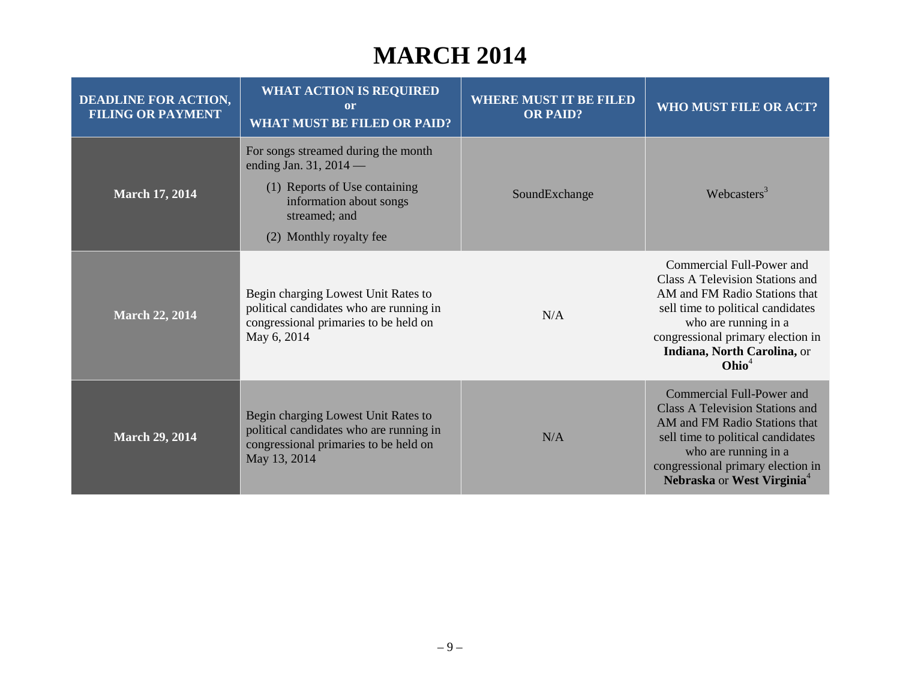# MARCH 2014

| DEADLINE FOR ACTION, FILING OR PAYMENT | WHAT ACTION IS REQUIRED or WHAT MUST BE FILED OR PAID? | WHERE MUST IT BE FILED OR PAID? | WHO MUST FILE OR ACT? |
|---|---|---|---|
| **March 17, 2014** | For songs streamed during the month ending Jan. 31, 2014 — (1) Reports of Use containing information about songs streamed; and (2) Monthly royalty fee | SoundExchange | Webcasters[3] |
| **March 22, 2014** | Begin charging Lowest Unit Rates to political candidates who are running in congressional primaries to be held on May 6, 2014 | N/A | Commercial Full-Power and Class A Television Stations and AM and FM Radio Stations that sell time to political candidates who are running in a congressional primary election in **Indiana, North Carolina,** or **Ohio**[4] |
| **March 29, 2014** | Begin charging Lowest Unit Rates to political candidates who are running in congressional primaries to be held on May 13, 2014 | N/A | Commercial Full-Power and Class A Television Stations and AM and FM Radio Stations that sell time to political candidates who are running in a congressional primary election in **Nebraska** or **West Virginia**[4] |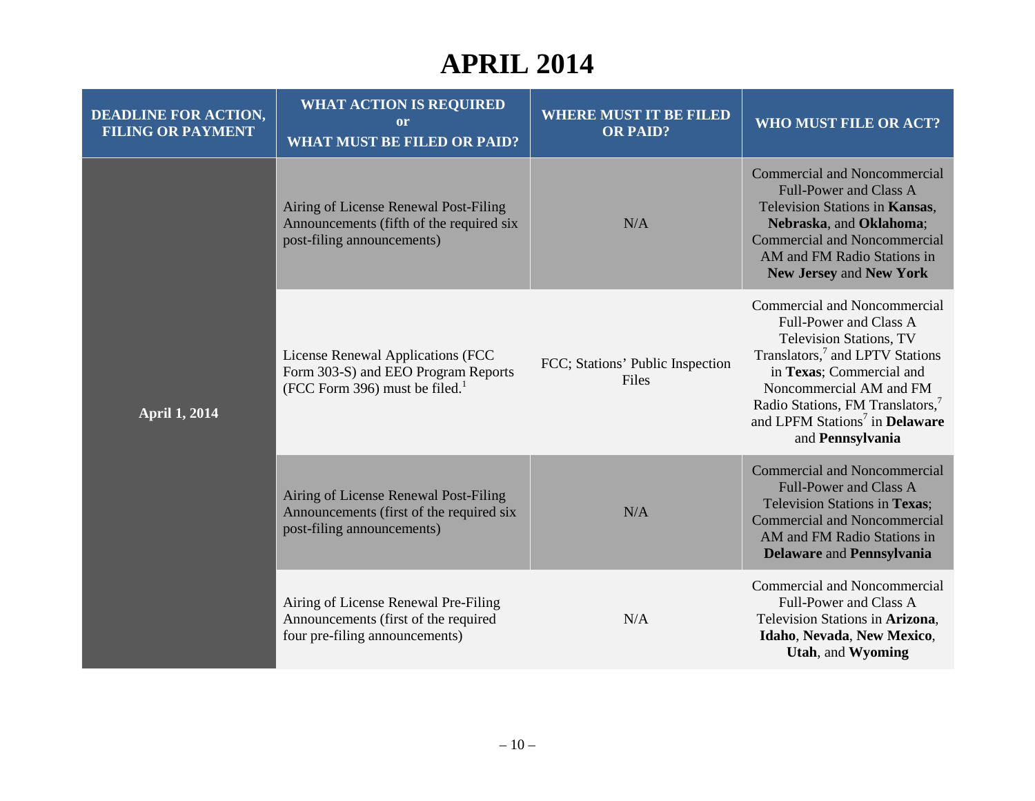# APRIL 2014

| DEADLINE FOR ACTION, FILING OR PAYMENT | WHAT ACTION IS REQUIRED or WHAT MUST BE FILED OR PAID? | WHERE MUST IT BE FILED OR PAID? | WHO MUST FILE OR ACT? |
|---|---|---|---|
| **April 1, 2014** | Airing of License Renewal Post-Filing Announcements (fifth of the required six post-filing announcements) | N/A | Commercial and Noncommercial Full-Power and Class A Television Stations in **Kansas**, **Nebraska**, and **Oklahoma**; Commercial and Noncommercial AM and FM Radio Stations in **New Jersey** and **New York** |
| | License Renewal Applications (FCC Form 303-S) and EEO Program Reports (FCC Form 396) must be filed.[1] | FCC; Stations' Public Inspection Files | Commercial and Noncommercial Full-Power and Class A Television Stations, TV Translators,[7] and LPTV Stations in **Texas**; Commercial and Noncommercial AM and FM Radio Stations, FM Translators,[7] and LPFM Stations[7] in **Delaware** and **Pennsylvania** |
| | Airing of License Renewal Post-Filing Announcements (first of the required six post-filing announcements) | N/A | Commercial and Noncommercial Full-Power and Class A Television Stations in **Texas**; Commercial and Noncommercial AM and FM Radio Stations in **Delaware** and **Pennsylvania** |
| | Airing of License Renewal Pre-Filing Announcements (first of the required four pre-filing announcements) | N/A | Commercial and Noncommercial Full-Power and Class A Television Stations in **Arizona**, **Idaho**, **Nevada**, **New Mexico**, **Utah**, and **Wyoming** |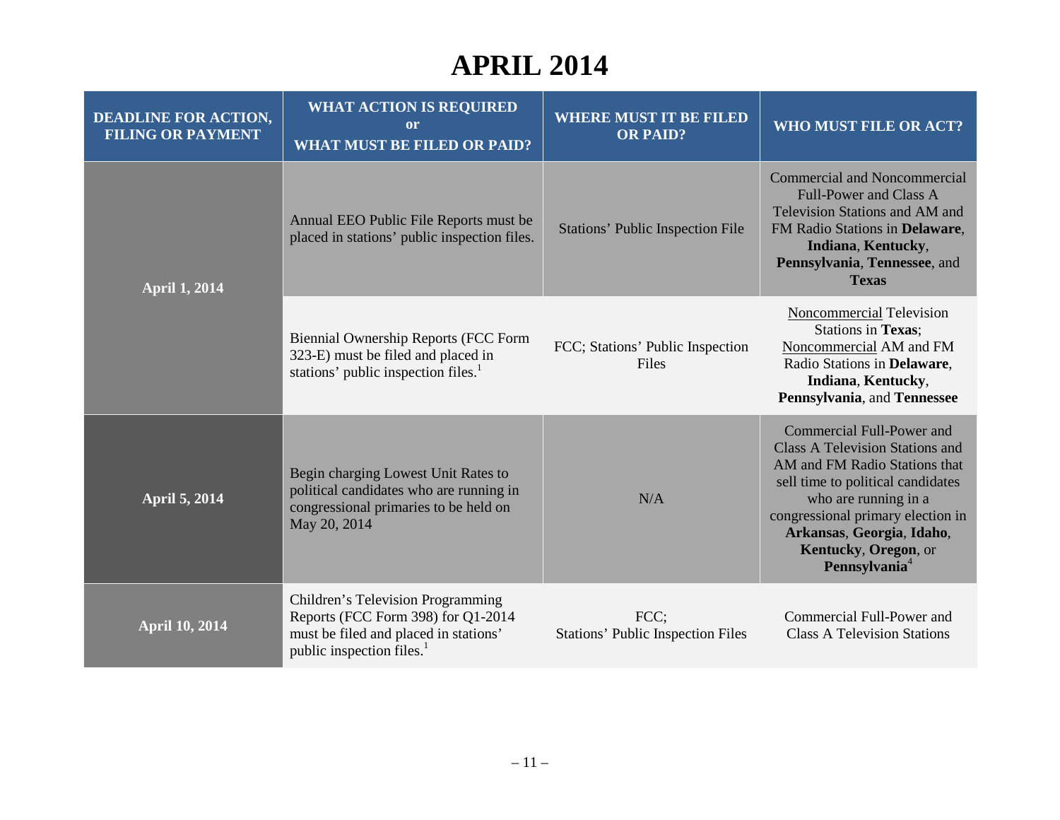# APRIL 2014

| DEADLINE FOR ACTION, FILING OR PAYMENT | WHAT ACTION IS REQUIRED or WHAT MUST BE FILED OR PAID? | WHERE MUST IT BE FILED OR PAID? | WHO MUST FILE OR ACT? |
|---|---|---|---|
| **April 1, 2014** | Annual EEO Public File Reports must be placed in stations' public inspection files. | Stations' Public Inspection File | Commercial and Noncommercial Full-Power and Class A Television Stations and AM and FM Radio Stations in **Delaware**, **Indiana**, **Kentucky**, **Pennsylvania**, **Tennessee**, and **Texas** |
| | Biennial Ownership Reports (FCC Form 323-E) must be filed and placed in stations' public inspection files.[1] | FCC; Stations' Public Inspection Files | Noncommercial Television Stations in **Texas**; Noncommercial AM and FM Radio Stations in **Delaware**, **Indiana**, **Kentucky**, **Pennsylvania**, and **Tennessee** |
| **April 5, 2014** | Begin charging Lowest Unit Rates to political candidates who are running in congressional primaries to be held on May 20, 2014 | N/A | Commercial Full-Power and Class A Television Stations and AM and FM Radio Stations that sell time to political candidates who are running in a congressional primary election in **Arkansas**, **Georgia**, **Idaho**, **Kentucky**, **Oregon**, or **Pennsylvania**[4] |
| **April 10, 2014** | Children's Television Programming Reports (FCC Form 398) for Q1-2014 must be filed and placed in stations' public inspection files.[1] | FCC; Stations' Public Inspection Files | Commercial Full-Power and Class A Television Stations |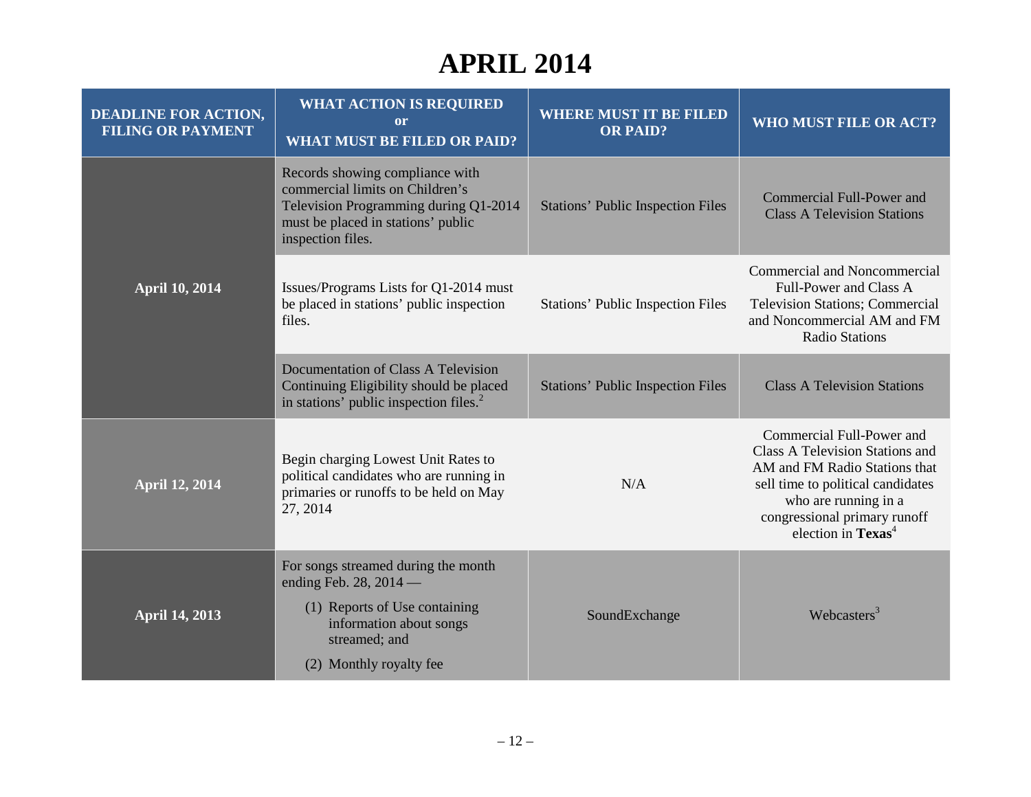# APRIL 2014

| DEADLINE FOR ACTION, FILING OR PAYMENT | WHAT ACTION IS REQUIRED or WHAT MUST BE FILED OR PAID? | WHERE MUST IT BE FILED OR PAID? | WHO MUST FILE OR ACT? |
|---|---|---|---|
| April 10, 2014 | Records showing compliance with commercial limits on Children's Television Programming during Q1-2014 must be placed in stations' public inspection files. | Stations' Public Inspection Files | Commercial Full-Power and Class A Television Stations |
| | Issues/Programs Lists for Q1-2014 must be placed in stations' public inspection files. | Stations' Public Inspection Files | Commercial and Noncommercial Full-Power and Class A Television Stations; Commercial and Noncommercial AM and FM Radio Stations |
| | Documentation of Class A Television Continuing Eligibility should be placed in stations' public inspection files.[2] | Stations' Public Inspection Files | Class A Television Stations |
| April 12, 2014 | Begin charging Lowest Unit Rates to political candidates who are running in primaries or runoffs to be held on May 27, 2014 | N/A | Commercial Full-Power and Class A Television Stations and AM and FM Radio Stations that sell time to political candidates who are running in a congressional primary runoff election in **Texas**[4] |
| April 14, 2013 | For songs streamed during the month ending Feb. 28, 2014 — (1) Reports of Use containing information about songs streamed; and (2) Monthly royalty fee | SoundExchange | Webcasters[3] |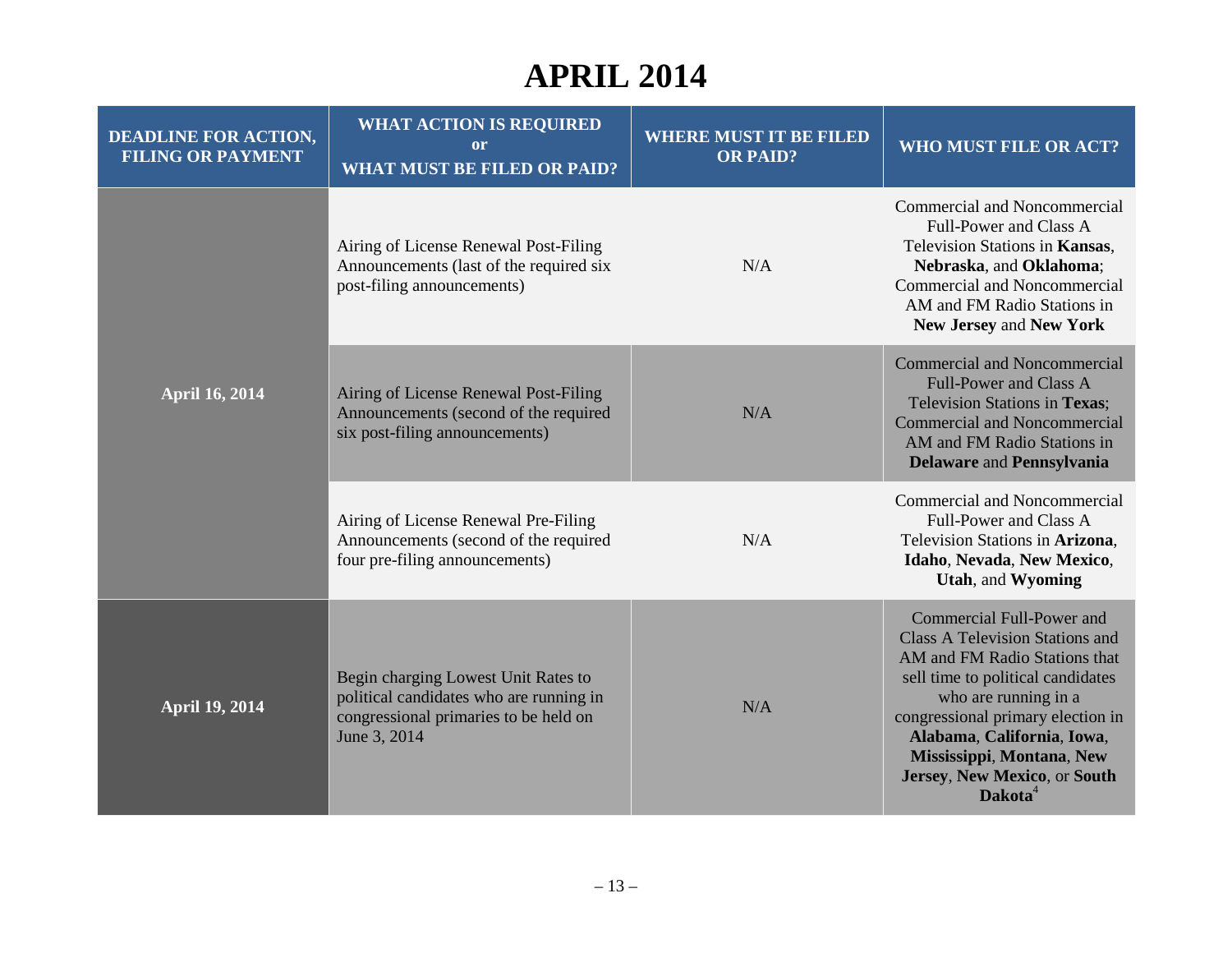# APRIL 2014

| DEADLINE FOR ACTION, FILING OR PAYMENT | WHAT ACTION IS REQUIRED or WHAT MUST BE FILED OR PAID? | WHERE MUST IT BE FILED OR PAID? | WHO MUST FILE OR ACT? |
|---|---|---|---|
| **April 16, 2014** | Airing of License Renewal Post-Filing Announcements (last of the required six post-filing announcements) | N/A | Commercial and Noncommercial Full-Power and Class A Television Stations in **Kansas**, **Nebraska**, and **Oklahoma**; Commercial and Noncommercial AM and FM Radio Stations in **New Jersey** and **New York** |
| | Airing of License Renewal Post-Filing Announcements (second of the required six post-filing announcements) | N/A | Commercial and Noncommercial Full-Power and Class A Television Stations in **Texas**; Commercial and Noncommercial AM and FM Radio Stations in **Delaware** and **Pennsylvania** |
| | Airing of License Renewal Pre-Filing Announcements (second of the required four pre-filing announcements) | N/A | Commercial and Noncommercial Full-Power and Class A Television Stations in **Arizona**, **Idaho**, **Nevada**, **New Mexico**, **Utah**, and **Wyoming** |
| **April 19, 2014** | Begin charging Lowest Unit Rates to political candidates who are running in congressional primaries to be held on June 3, 2014 | N/A | Commercial Full-Power and Class A Television Stations and AM and FM Radio Stations that sell time to political candidates who are running in a congressional primary election in **Alabama**, **California**, **Iowa**, **Mississippi**, **Montana**, **New Jersey**, **New Mexico**, or **South Dakota**[4] |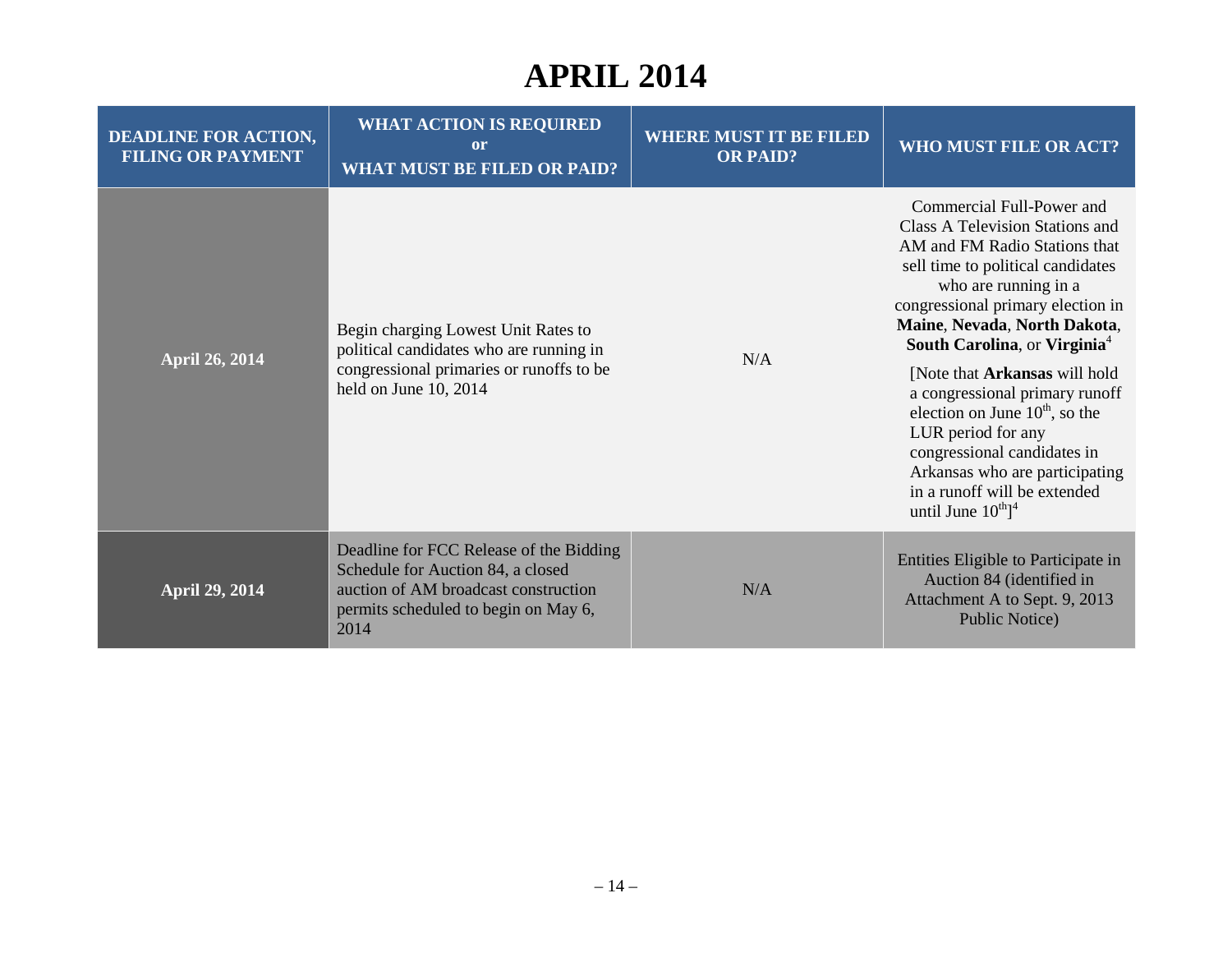# APRIL 2014

| DEADLINE FOR ACTION, FILING OR PAYMENT | WHAT ACTION IS REQUIRED or WHAT MUST BE FILED OR PAID? | WHERE MUST IT BE FILED OR PAID? | WHO MUST FILE OR ACT? |
|---|---|---|---|
| **April 26, 2014** | Begin charging Lowest Unit Rates to political candidates who are running in congressional primaries or runoffs to be held on June 10, 2014 | N/A | Commercial Full-Power and Class A Television Stations and AM and FM Radio Stations that sell time to political candidates who are running in a congressional primary election in **Maine**, **Nevada**, **North Dakota**, **South Carolina**, or **Virginia**[4] [Note that **Arkansas** will hold a congressional primary runoff election on June 10th, so the LUR period for any congressional candidates in Arkansas who are participating in a runoff will be extended until June 10th][4] |
| **April 29, 2014** | Deadline for FCC Release of the Bidding Schedule for Auction 84, a closed auction of AM broadcast construction permits scheduled to begin on May 6, 2014 | N/A | Entities Eligible to Participate in Auction 84 (identified in Attachment A to Sept. 9, 2013 Public Notice) |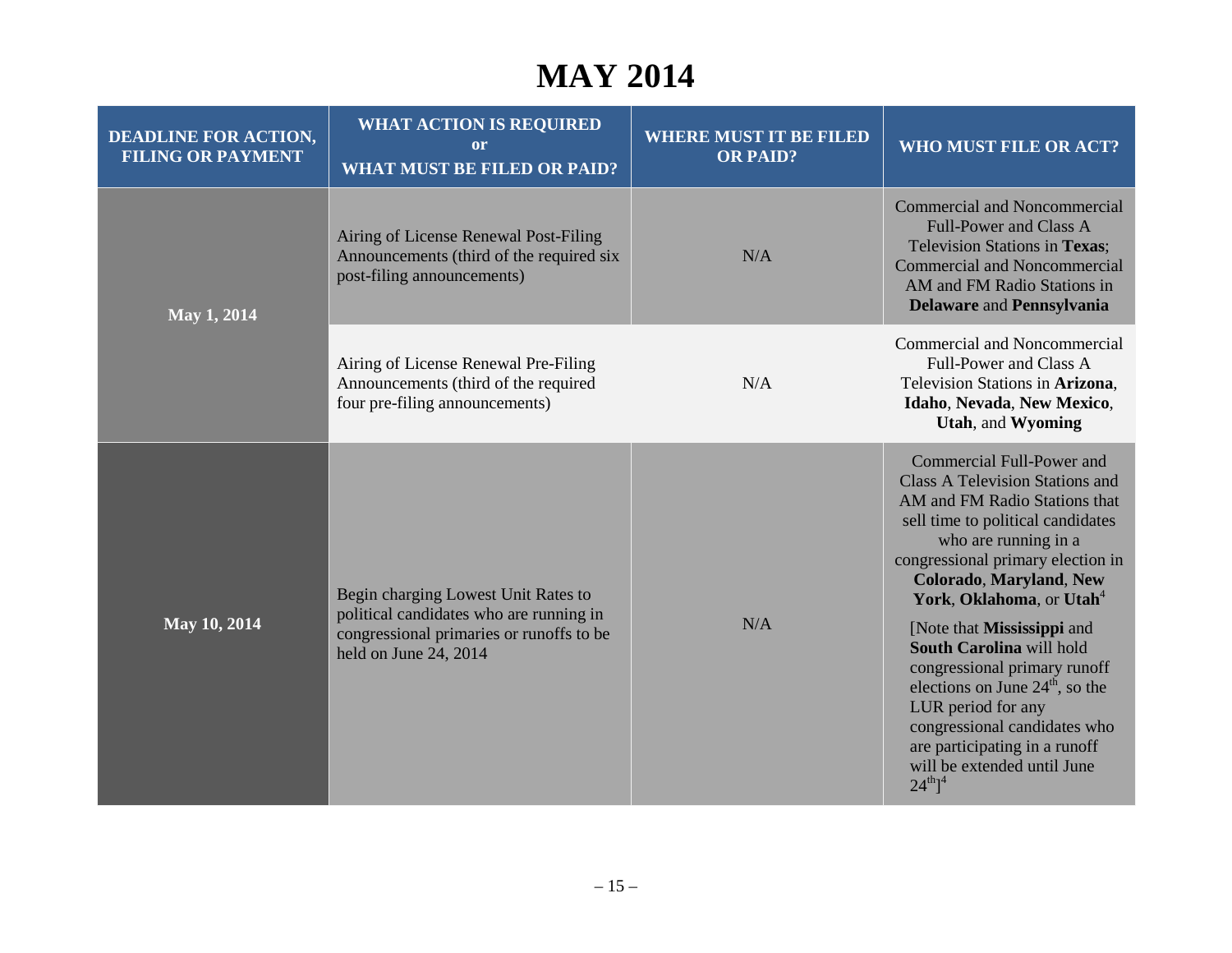# MAY 2014

| DEADLINE FOR ACTION, FILING OR PAYMENT | WHAT ACTION IS REQUIRED or WHAT MUST BE FILED OR PAID? | WHERE MUST IT BE FILED OR PAID? | WHO MUST FILE OR ACT? |
|---|---|---|---|
| May 1, 2014 | Airing of License Renewal Post-Filing Announcements (third of the required six post-filing announcements) | N/A | Commercial and Noncommercial Full-Power and Class A Television Stations in **Texas**; Commercial and Noncommercial AM and FM Radio Stations in **Delaware** and **Pennsylvania** |
| | Airing of License Renewal Pre-Filing Announcements (third of the required four pre-filing announcements) | N/A | Commercial and Noncommercial Full-Power and Class A Television Stations in **Arizona**, **Idaho**, **Nevada**, **New Mexico**, **Utah**, and **Wyoming** |
| May 10, 2014 | Begin charging Lowest Unit Rates to political candidates who are running in congressional primaries or runoffs to be held on June 24, 2014 | N/A | Commercial Full-Power and Class A Television Stations and AM and FM Radio Stations that sell time to political candidates who are running in a congressional primary election in **Colorado**, **Maryland**, **New York**, **Oklahoma**, or **Utah**[4] [Note that **Mississippi** and **South Carolina** will hold congressional primary runoff elections on June 24th, so the LUR period for any congressional candidates who are participating in a runoff will be extended until June 24th][4] |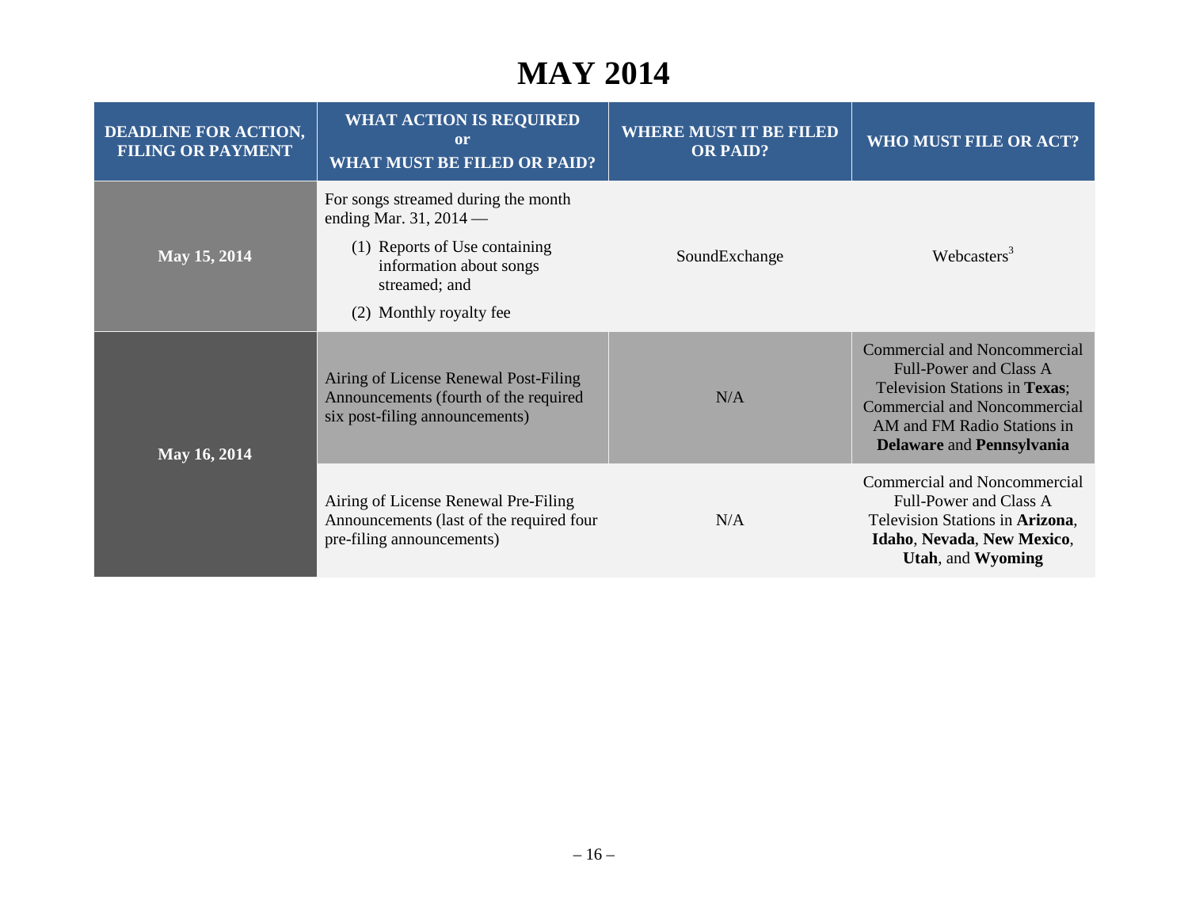# MAY 2014

| DEADLINE FOR ACTION, FILING OR PAYMENT | WHAT ACTION IS REQUIRED or WHAT MUST BE FILED OR PAID? | WHERE MUST IT BE FILED OR PAID? | WHO MUST FILE OR ACT? |
|---|---|---|---|
| **May 15, 2014** | For songs streamed during the month ending Mar. 31, 2014 — (1) Reports of Use containing information about songs streamed; and (2) Monthly royalty fee | SoundExchange | Webcasters[3] |
| **May 16, 2014** | Airing of License Renewal Post-Filing Announcements (fourth of the required six post-filing announcements) | N/A | Commercial and Noncommercial Full-Power and Class A Television Stations in **Texas**; Commercial and Noncommercial AM and FM Radio Stations in **Delaware** and **Pennsylvania** |
| | Airing of License Renewal Pre-Filing Announcements (last of the required four pre-filing announcements) | N/A | Commercial and Noncommercial Full-Power and Class A Television Stations in **Arizona**, **Idaho**, **Nevada**, **New Mexico**, **Utah**, and **Wyoming** |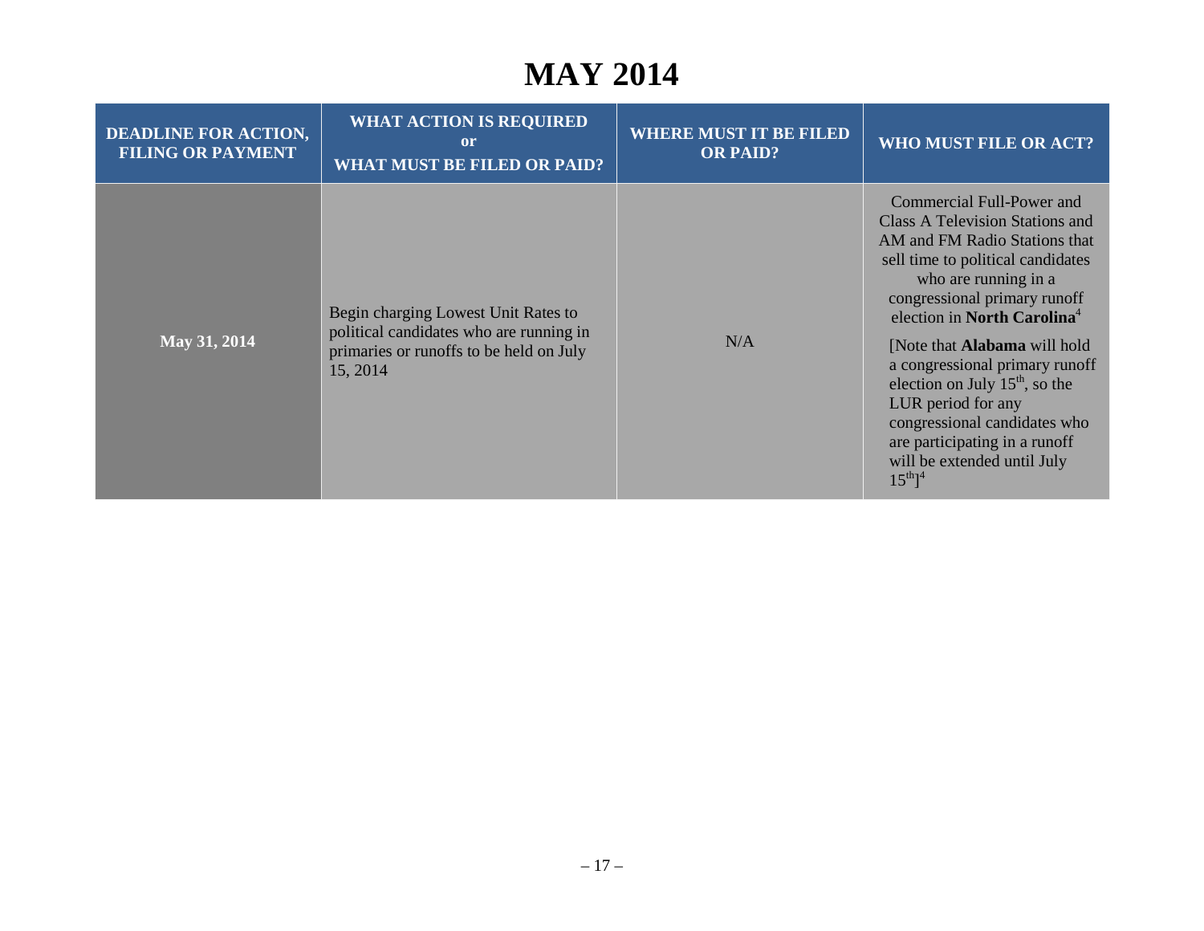# MAY 2014

| DEADLINE FOR ACTION, FILING OR PAYMENT | WHAT ACTION IS REQUIRED or WHAT MUST BE FILED OR PAID? | WHERE MUST IT BE FILED OR PAID? | WHO MUST FILE OR ACT? |
|---|---|---|---|
| **May 31, 2014** | Begin charging Lowest Unit Rates to political candidates who are running in primaries or runoffs to be held on July 15, 2014 | N/A | Commercial Full-Power and Class A Television Stations and AM and FM Radio Stations that sell time to political candidates who are running in a congressional primary runoff election in **North Carolina**[4] [Note that **Alabama** will hold a congressional primary runoff election on July 15th, so the LUR period for any congressional candidates who are participating in a runoff will be extended until July 15th][4] |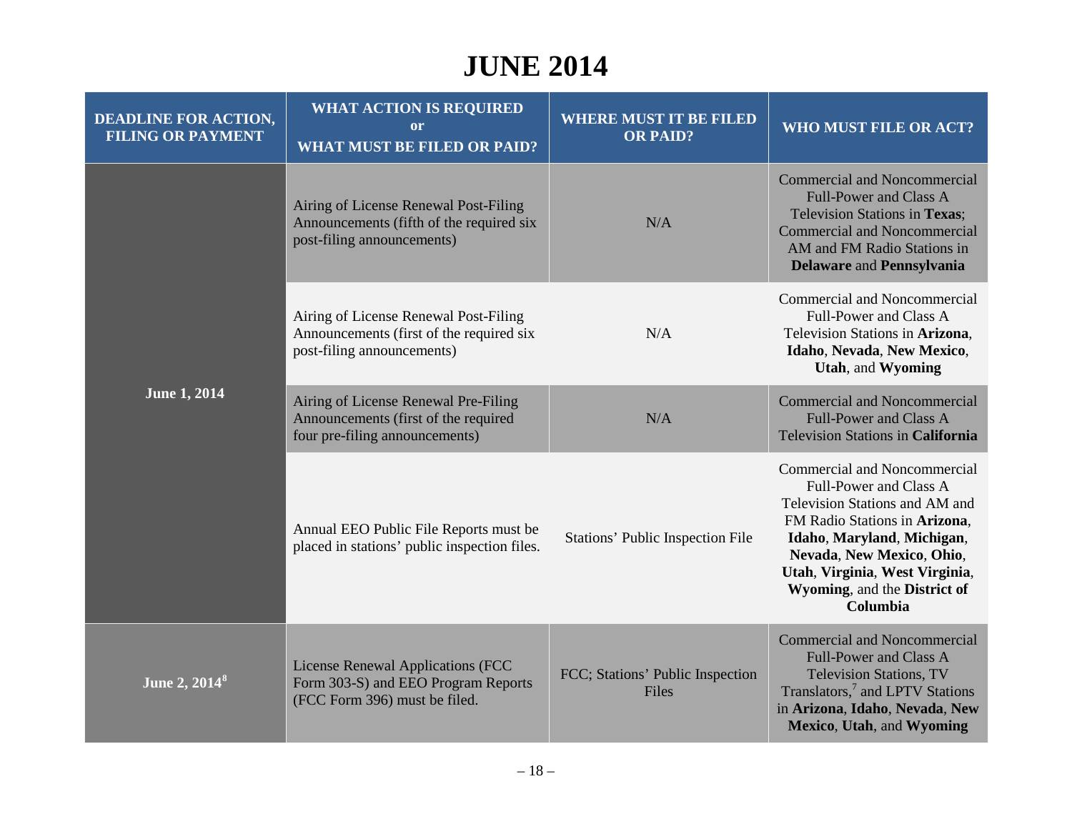# JUNE 2014

| DEADLINE FOR ACTION, FILING OR PAYMENT | WHAT ACTION IS REQUIRED or WHAT MUST BE FILED OR PAID? | WHERE MUST IT BE FILED OR PAID? | WHO MUST FILE OR ACT? |
|---|---|---|---|
| **June 1, 2014** | Airing of License Renewal Post-Filing Announcements (fifth of the required six post-filing announcements) | N/A | Commercial and Noncommercial Full-Power and Class A Television Stations in **Texas**; Commercial and Noncommercial AM and FM Radio Stations in **Delaware** and **Pennsylvania** |
| | Airing of License Renewal Post-Filing Announcements (first of the required six post-filing announcements) | N/A | Commercial and Noncommercial Full-Power and Class A Television Stations in **Arizona**, **Idaho**, **Nevada**, **New Mexico**, **Utah**, and **Wyoming** |
| | Airing of License Renewal Pre-Filing Announcements (first of the required four pre-filing announcements) | N/A | Commercial and Noncommercial Full-Power and Class A Television Stations in **California** |
| | Annual EEO Public File Reports must be placed in stations' public inspection files. | Stations' Public Inspection File | Commercial and Noncommercial Full-Power and Class A Television Stations and AM and FM Radio Stations in **Arizona**, **Idaho**, **Maryland**, **Michigan**, **Nevada**, **New Mexico**, **Ohio**, **Utah**, **Virginia**, **West Virginia**, **Wyoming**, and the **District of Columbia** |
| **June 2, 2014**[8] | License Renewal Applications (FCC Form 303-S) and EEO Program Reports (FCC Form 396) must be filed. | FCC; Stations' Public Inspection Files | Commercial and Noncommercial Full-Power and Class A Television Stations, TV Translators,[7] and LPTV Stations in **Arizona**, **Idaho**, **Nevada**, **New Mexico**, **Utah**, and **Wyoming** |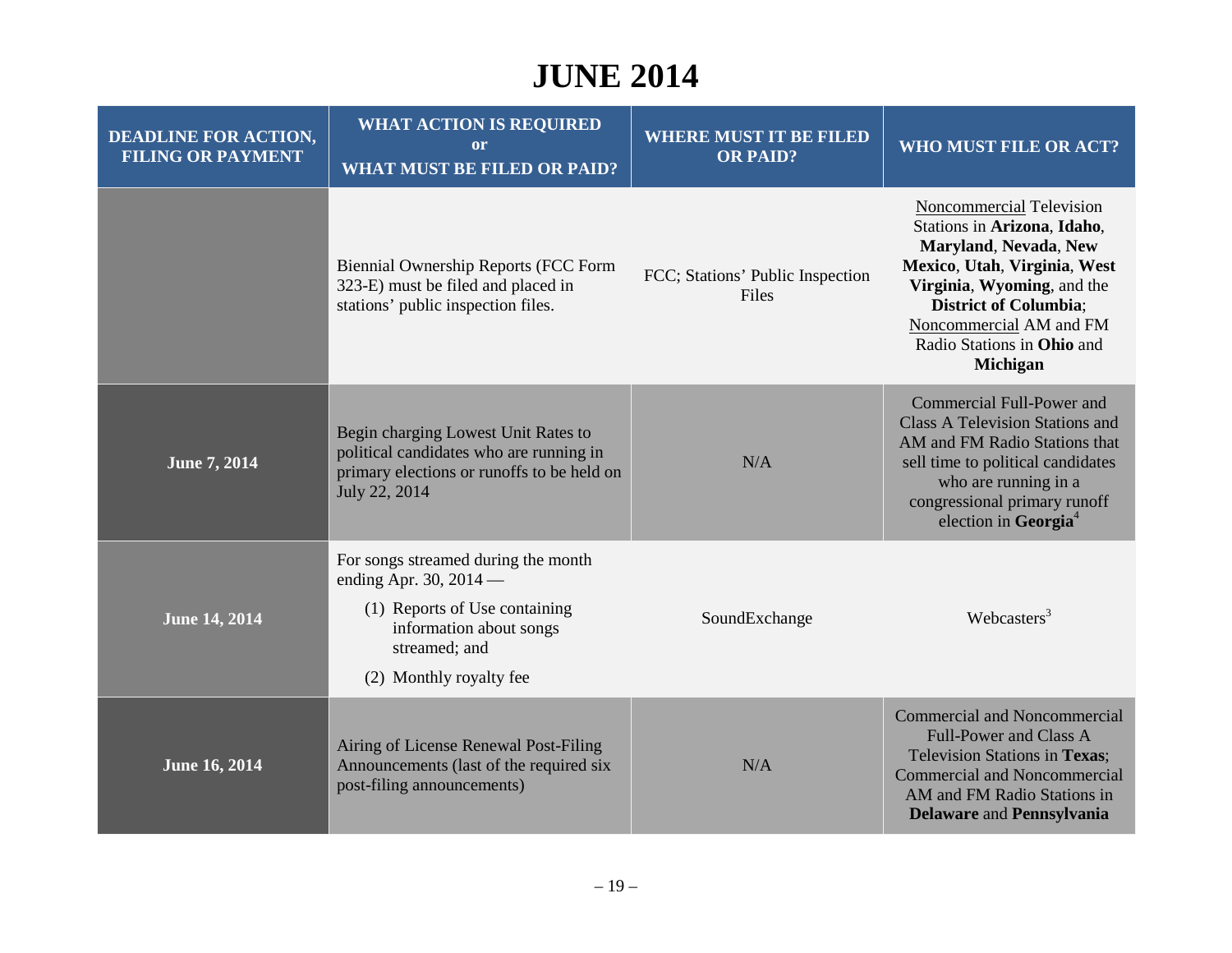# JUNE 2014

| DEADLINE FOR ACTION, FILING OR PAYMENT | WHAT ACTION IS REQUIRED or WHAT MUST BE FILED OR PAID? | WHERE MUST IT BE FILED OR PAID? | WHO MUST FILE OR ACT? |
|---|---|---|---|
| | Biennial Ownership Reports (FCC Form 323-E) must be filed and placed in stations' public inspection files. | FCC; Stations' Public Inspection Files | Noncommercial Television Stations in **Arizona**, **Idaho**, **Maryland**, **Nevada**, **New Mexico**, **Utah**, **Virginia**, **West Virginia**, **Wyoming**, and the **District of Columbia**; Noncommercial AM and FM Radio Stations in **Ohio** and **Michigan** |
| **June 7, 2014** | Begin charging Lowest Unit Rates to political candidates who are running in primary elections or runoffs to be held on July 22, 2014 | N/A | Commercial Full-Power and Class A Television Stations and AM and FM Radio Stations that sell time to political candidates who are running in a congressional primary runoff election in **Georgia**[4] |
| **June 14, 2014** | For songs streamed during the month ending Apr. 30, 2014 — (1) Reports of Use containing information about songs streamed; and (2) Monthly royalty fee | SoundExchange | Webcasters[3] |
| **June 16, 2014** | Airing of License Renewal Post-Filing Announcements (last of the required six post-filing announcements) | N/A | Commercial and Noncommercial Full-Power and Class A Television Stations in **Texas**; Commercial and Noncommercial AM and FM Radio Stations in **Delaware** and **Pennsylvania** |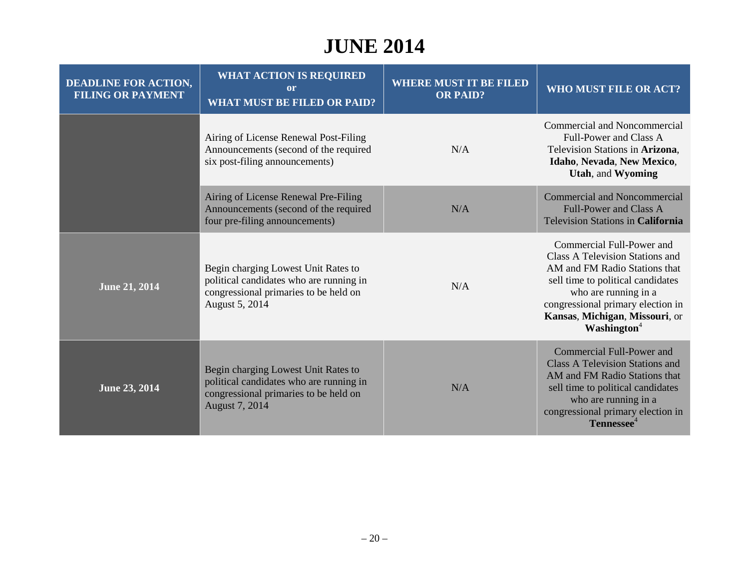# JUNE 2014

| DEADLINE FOR ACTION, FILING OR PAYMENT | WHAT ACTION IS REQUIRED or WHAT MUST BE FILED OR PAID? | WHERE MUST IT BE FILED OR PAID? | WHO MUST FILE OR ACT? |
|---|---|---|---|
| | Airing of License Renewal Post-Filing Announcements (second of the required six post-filing announcements) | N/A | Commercial and Noncommercial Full-Power and Class A Television Stations in **Arizona**, **Idaho**, **Nevada**, **New Mexico**, **Utah**, and **Wyoming** |
| | Airing of License Renewal Pre-Filing Announcements (second of the required four pre-filing announcements) | N/A | Commercial and Noncommercial Full-Power and Class A Television Stations in **California** |
| **June 21, 2014** | Begin charging Lowest Unit Rates to political candidates who are running in congressional primaries to be held on August 5, 2014 | N/A | Commercial Full-Power and Class A Television Stations and AM and FM Radio Stations that sell time to political candidates who are running in a congressional primary election in **Kansas**, **Michigan**, **Missouri**, or **Washington**[4] |
| **June 23, 2014** | Begin charging Lowest Unit Rates to political candidates who are running in congressional primaries to be held on August 7, 2014 | N/A | Commercial Full-Power and Class A Television Stations and AM and FM Radio Stations that sell time to political candidates who are running in a congressional primary election in **Tennessee**[4] |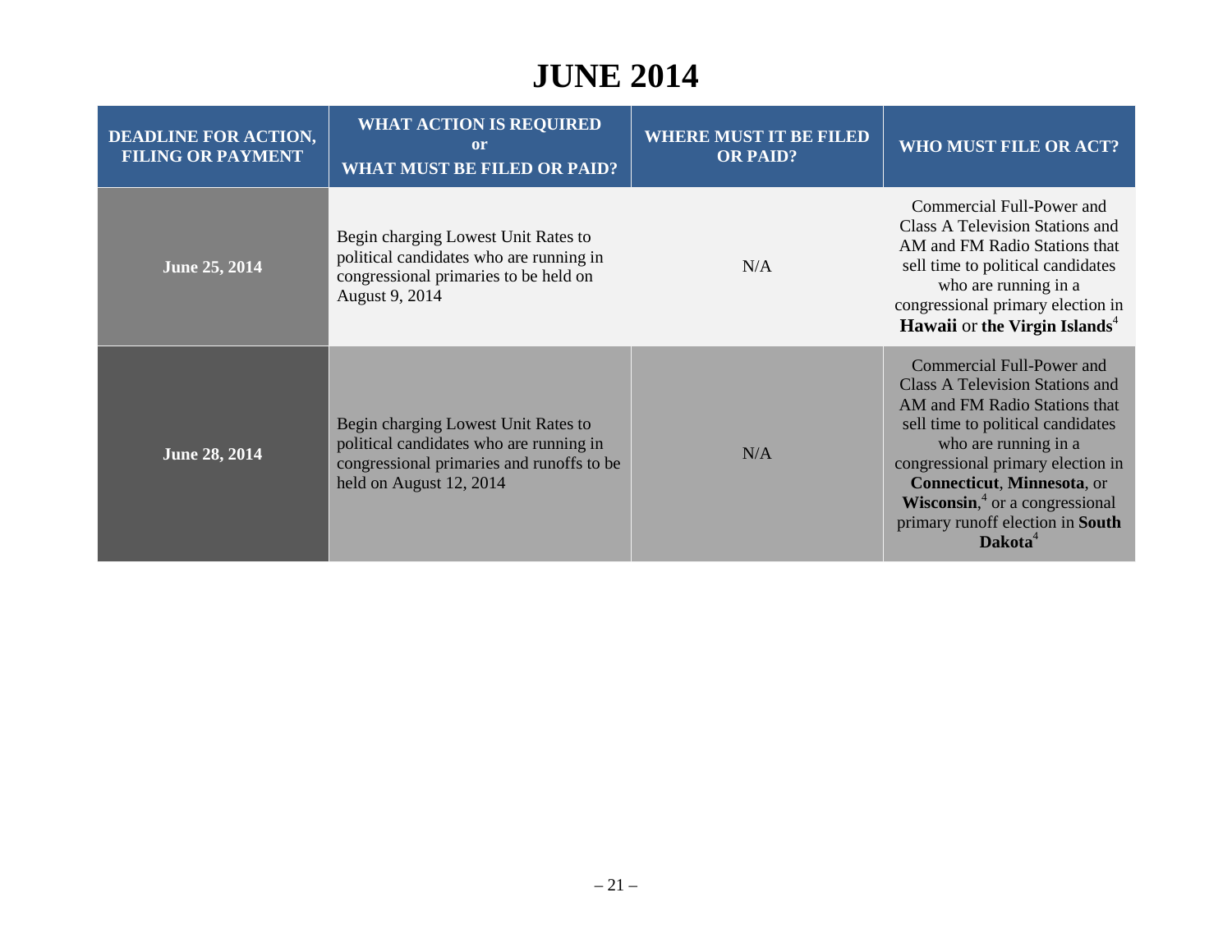# JUNE 2014

| DEADLINE FOR ACTION, FILING OR PAYMENT | WHAT ACTION IS REQUIRED or WHAT MUST BE FILED OR PAID? | WHERE MUST IT BE FILED OR PAID? | WHO MUST FILE OR ACT? |
|---|---|---|---|
| **June 25, 2014** | Begin charging Lowest Unit Rates to political candidates who are running in congressional primaries to be held on August 9, 2014 | N/A | Commercial Full-Power and Class A Television Stations and AM and FM Radio Stations that sell time to political candidates who are running in a congressional primary election in **Hawaii** or **the Virgin Islands**[4] |
| **June 28, 2014** | Begin charging Lowest Unit Rates to political candidates who are running in congressional primaries and runoffs to be held on August 12, 2014 | N/A | Commercial Full-Power and Class A Television Stations and AM and FM Radio Stations that sell time to political candidates who are running in a congressional primary election in **Connecticut**, **Minnesota**, or **Wisconsin**,[4] or a congressional primary runoff election in **South Dakota**[4] |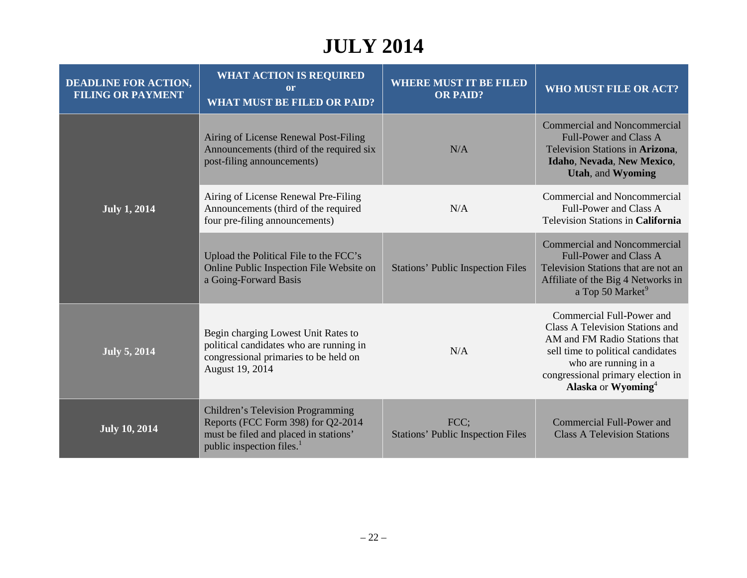# JULY 2014

| DEADLINE FOR ACTION, FILING OR PAYMENT | WHAT ACTION IS REQUIRED or WHAT MUST BE FILED OR PAID? | WHERE MUST IT BE FILED OR PAID? | WHO MUST FILE OR ACT? |
|---|---|---|---|
| **July 1, 2014** | Airing of License Renewal Post-Filing Announcements (third of the required six post-filing announcements) | N/A | Commercial and Noncommercial Full-Power and Class A Television Stations in **Arizona**, **Idaho**, **Nevada**, **New Mexico**, **Utah**, and **Wyoming** |
| | Airing of License Renewal Pre-Filing Announcements (third of the required four pre-filing announcements) | N/A | Commercial and Noncommercial Full-Power and Class A Television Stations in **California** |
| | Upload the Political File to the FCC's Online Public Inspection File Website on a Going-Forward Basis | Stations' Public Inspection Files | Commercial and Noncommercial Full-Power and Class A Television Stations that are not an Affiliate of the Big 4 Networks in a Top 50 Market[9] |
| **July 5, 2014** | Begin charging Lowest Unit Rates to political candidates who are running in congressional primaries to be held on August 19, 2014 | N/A | Commercial Full-Power and Class A Television Stations and AM and FM Radio Stations that sell time to political candidates who are running in a congressional primary election in **Alaska** or **Wyoming**[4] |
| **July 10, 2014** | Children's Television Programming Reports (FCC Form 398) for Q2-2014 must be filed and placed in stations' public inspection files.[1] | FCC; Stations' Public Inspection Files | Commercial Full-Power and Class A Television Stations |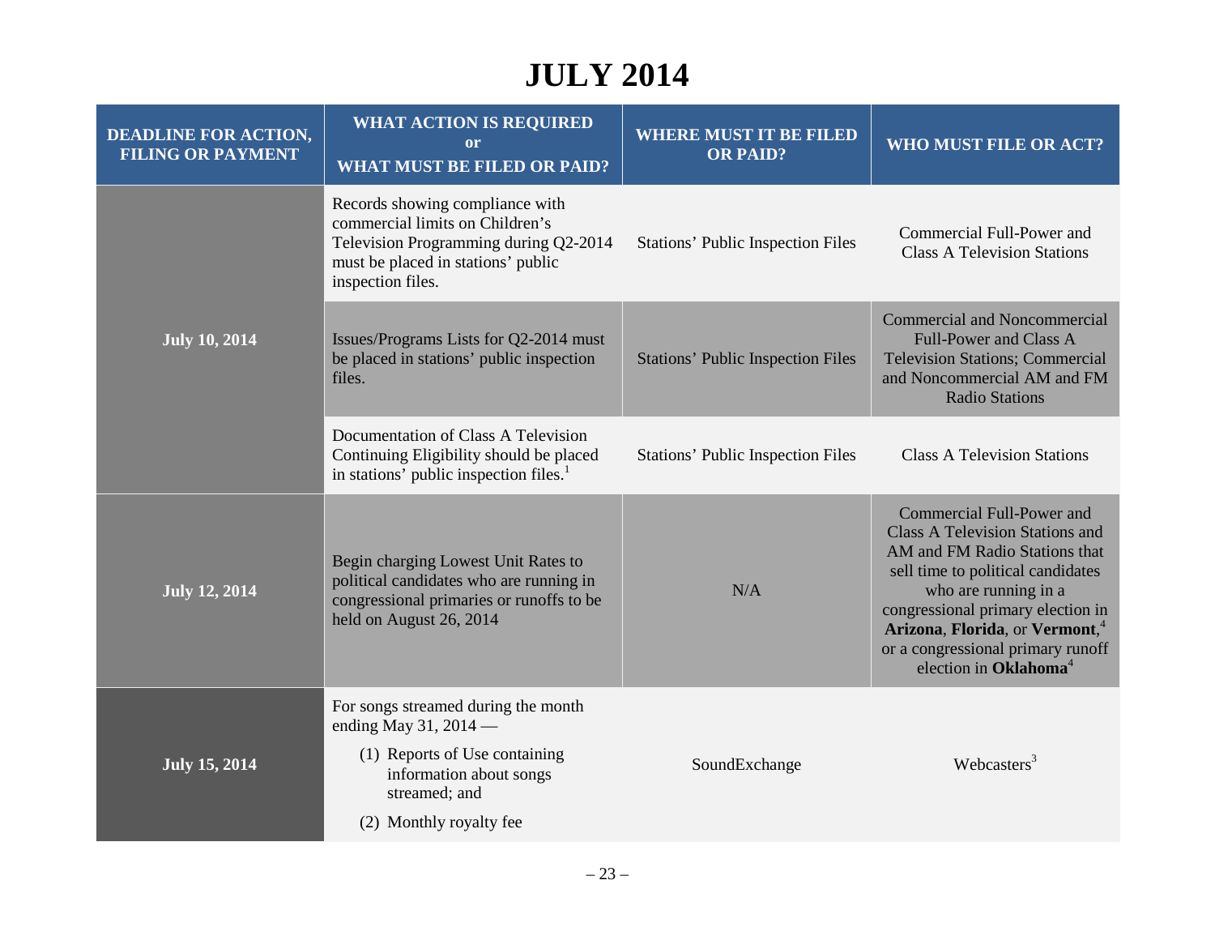# JULY 2014

| DEADLINE FOR ACTION, FILING OR PAYMENT | WHAT ACTION IS REQUIRED or WHAT MUST BE FILED OR PAID? | WHERE MUST IT BE FILED OR PAID? | WHO MUST FILE OR ACT? |
|---|---|---|---|
| **July 10, 2014** | Records showing compliance with commercial limits on Children's Television Programming during Q2-2014 must be placed in stations' public inspection files. | Stations' Public Inspection Files | Commercial Full-Power and Class A Television Stations |
| | Issues/Programs Lists for Q2-2014 must be placed in stations' public inspection files. | Stations' Public Inspection Files | Commercial and Noncommercial Full-Power and Class A Television Stations; Commercial and Noncommercial AM and FM Radio Stations |
| | Documentation of Class A Television Continuing Eligibility should be placed in stations' public inspection files.[1] | Stations' Public Inspection Files | Class A Television Stations |
| **July 12, 2014** | Begin charging Lowest Unit Rates to political candidates who are running in congressional primaries or runoffs to be held on August 26, 2014 | N/A | Commercial Full-Power and Class A Television Stations and AM and FM Radio Stations that sell time to political candidates who are running in a congressional primary election in **Arizona**, **Florida**, or **Vermont**,[4] or a congressional primary runoff election in **Oklahoma**[4] |
| **July 15, 2014** | For songs streamed during the month ending May 31, 2014 — (1) Reports of Use containing information about songs streamed; and (2) Monthly royalty fee | SoundExchange | Webcasters[3] |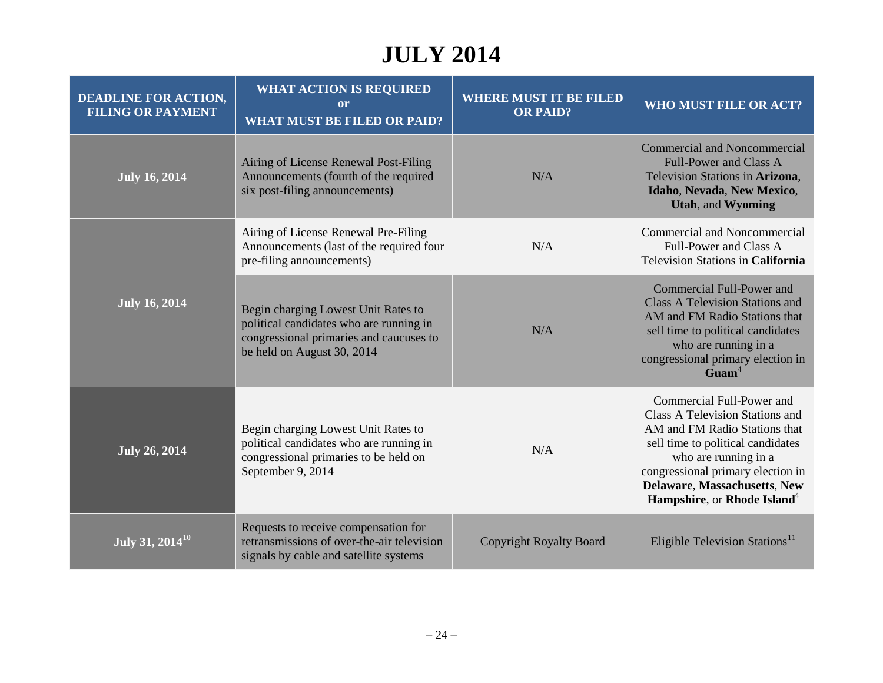# JULY 2014

| DEADLINE FOR ACTION, FILING OR PAYMENT | WHAT ACTION IS REQUIRED or WHAT MUST BE FILED OR PAID? | WHERE MUST IT BE FILED OR PAID? | WHO MUST FILE OR ACT? |
|---|---|---|---|
| **July 16, 2014** | Airing of License Renewal Post-Filing Announcements (fourth of the required six post-filing announcements) | N/A | Commercial and Noncommercial Full-Power and Class A Television Stations in **Arizona**, **Idaho**, **Nevada**, **New Mexico**, **Utah**, and **Wyoming** |
| **July 16, 2014** | Airing of License Renewal Pre-Filing Announcements (last of the required four pre-filing announcements) | N/A | Commercial and Noncommercial Full-Power and Class A Television Stations in **California** |
| | Begin charging Lowest Unit Rates to political candidates who are running in congressional primaries and caucuses to be held on August 30, 2014 | N/A | Commercial Full-Power and Class A Television Stations and AM and FM Radio Stations that sell time to political candidates who are running in a congressional primary election in **Guam**[4] |
| **July 26, 2014** | Begin charging Lowest Unit Rates to political candidates who are running in congressional primaries to be held on September 9, 2014 | N/A | Commercial Full-Power and Class A Television Stations and AM and FM Radio Stations that sell time to political candidates who are running in a congressional primary election in **Delaware**, **Massachusetts**, **New Hampshire**, or **Rhode Island**[4] |
| **July 31, 2014**[10] | Requests to receive compensation for retransmissions of over-the-air television signals by cable and satellite systems | Copyright Royalty Board | Eligible Television Stations[11] |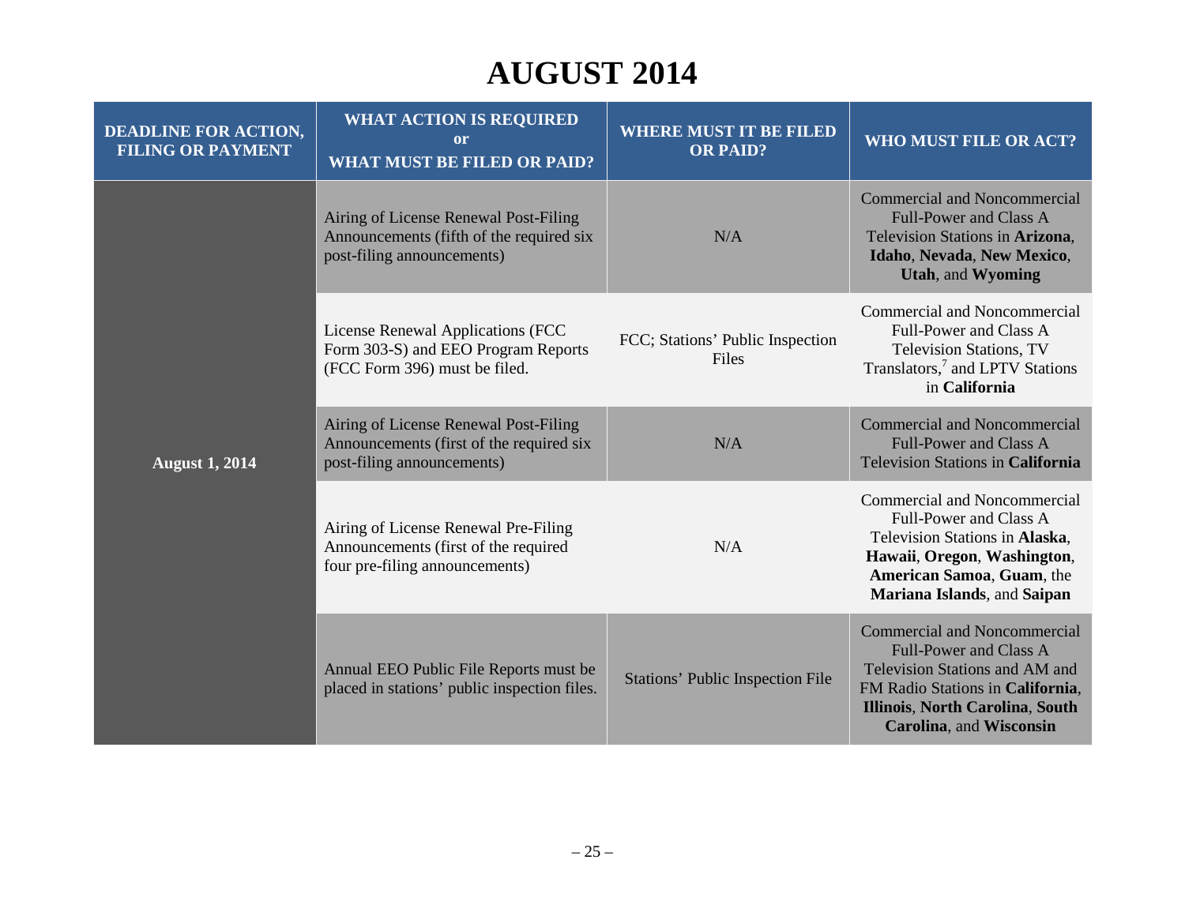# AUGUST 2014

| DEADLINE FOR ACTION, FILING OR PAYMENT | WHAT ACTION IS REQUIRED or WHAT MUST BE FILED OR PAID? | WHERE MUST IT BE FILED OR PAID? | WHO MUST FILE OR ACT? |
|---|---|---|---|
| **August 1, 2014** | Airing of License Renewal Post-Filing Announcements (fifth of the required six post-filing announcements) | N/A | Commercial and Noncommercial Full-Power and Class A Television Stations in **Arizona**, **Idaho**, **Nevada**, **New Mexico**, **Utah**, and **Wyoming** |
| | License Renewal Applications (FCC Form 303-S) and EEO Program Reports (FCC Form 396) must be filed. | FCC; Stations' Public Inspection Files | Commercial and Noncommercial Full-Power and Class A Television Stations, TV Translators,[7] and LPTV Stations in **California** |
| | Airing of License Renewal Post-Filing Announcements (first of the required six post-filing announcements) | N/A | Commercial and Noncommercial Full-Power and Class A Television Stations in **California** |
| | Airing of License Renewal Pre-Filing Announcements (first of the required four pre-filing announcements) | N/A | Commercial and Noncommercial Full-Power and Class A Television Stations in **Alaska**, **Hawaii**, **Oregon**, **Washington**, **American Samoa**, **Guam**, the **Mariana Islands**, and **Saipan** |
| | Annual EEO Public File Reports must be placed in stations' public inspection files. | Stations' Public Inspection File | Commercial and Noncommercial Full-Power and Class A Television Stations and AM and FM Radio Stations in **California**, **Illinois**, **North Carolina**, **South Carolina**, and **Wisconsin** |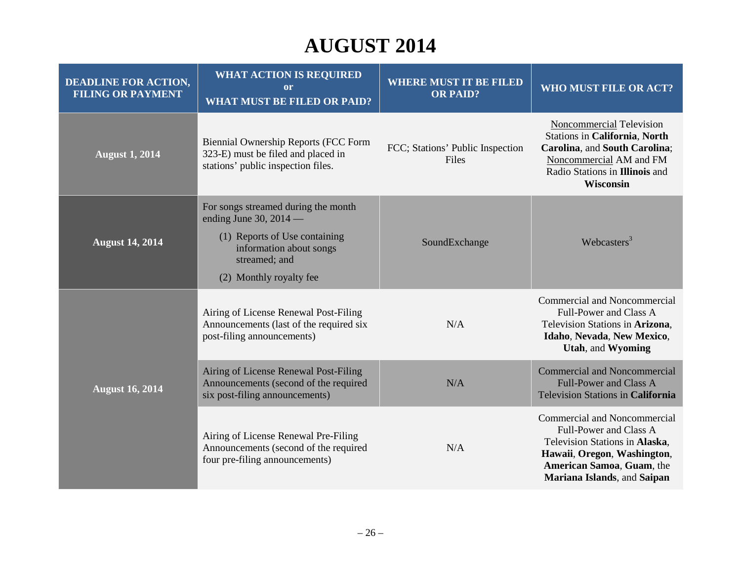# AUGUST 2014

| DEADLINE FOR ACTION, FILING OR PAYMENT | WHAT ACTION IS REQUIRED or WHAT MUST BE FILED OR PAID? | WHERE MUST IT BE FILED OR PAID? | WHO MUST FILE OR ACT? |
|---|---|---|---|
| **August 1, 2014** | Biennial Ownership Reports (FCC Form 323-E) must be filed and placed in stations' public inspection files. | FCC; Stations' Public Inspection Files | Noncommercial Television Stations in **California**, **North Carolina**, and **South Carolina**; Noncommercial AM and FM Radio Stations in **Illinois** and **Wisconsin** |
| **August 14, 2014** | For songs streamed during the month ending June 30, 2014 — (1) Reports of Use containing information about songs streamed; and (2) Monthly royalty fee | SoundExchange | Webcasters[3] |
| **August 16, 2014** | Airing of License Renewal Post-Filing Announcements (last of the required six post-filing announcements) | N/A | Commercial and Noncommercial Full-Power and Class A Television Stations in **Arizona**, **Idaho**, **Nevada**, **New Mexico**, **Utah**, and **Wyoming** |
| | Airing of License Renewal Post-Filing Announcements (second of the required six post-filing announcements) | N/A | Commercial and Noncommercial Full-Power and Class A Television Stations in **California** |
| | Airing of License Renewal Pre-Filing Announcements (second of the required four pre-filing announcements) | N/A | Commercial and Noncommercial Full-Power and Class A Television Stations in **Alaska**, **Hawaii**, **Oregon**, **Washington**, **American Samoa**, **Guam**, the **Mariana Islands**, and **Saipan** |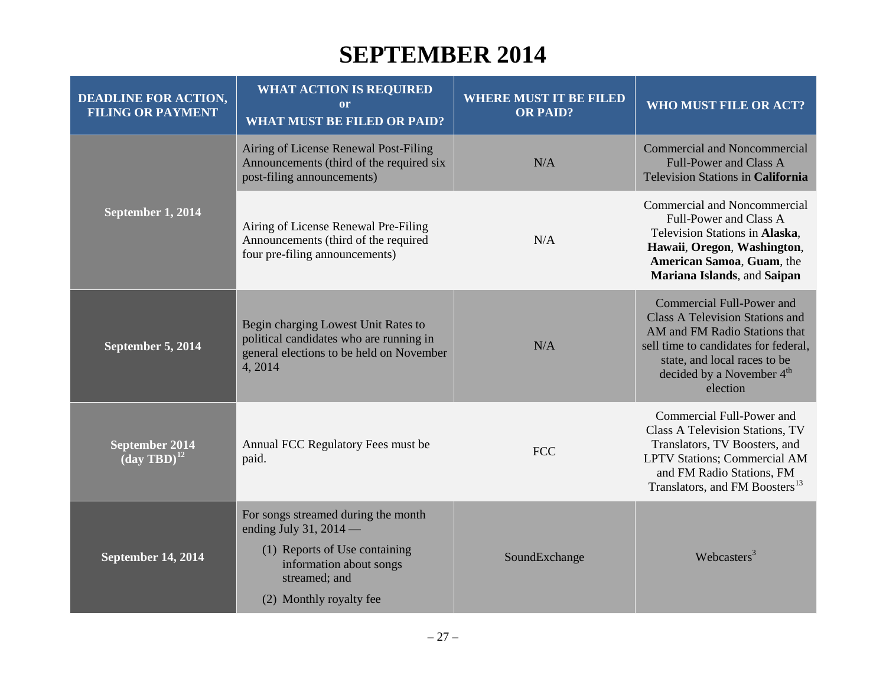# SEPTEMBER 2014

| DEADLINE FOR ACTION, FILING OR PAYMENT | WHAT ACTION IS REQUIRED or WHAT MUST BE FILED OR PAID? | WHERE MUST IT BE FILED OR PAID? | WHO MUST FILE OR ACT? |
|---|---|---|---|
| **September 1, 2014** | Airing of License Renewal Post-Filing Announcements (third of the required six post-filing announcements) | N/A | Commercial and Noncommercial Full-Power and Class A Television Stations in **California** |
| | Airing of License Renewal Pre-Filing Announcements (third of the required four pre-filing announcements) | N/A | Commercial and Noncommercial Full-Power and Class A Television Stations in **Alaska**, **Hawaii**, **Oregon**, **Washington**, **American Samoa**, **Guam**, the **Mariana Islands**, and **Saipan** |
| **September 5, 2014** | Begin charging Lowest Unit Rates to political candidates who are running in general elections to be held on November 4, 2014 | N/A | Commercial Full-Power and Class A Television Stations and AM and FM Radio Stations that sell time to candidates for federal, state, and local races to be decided by a November 4th election |
| **September 2014 (day TBD)**[12] | Annual FCC Regulatory Fees must be paid. | FCC | Commercial Full-Power and Class A Television Stations, TV Translators, TV Boosters, and LPTV Stations; Commercial AM and FM Radio Stations, FM Translators, and FM Boosters[13] |
| **September 14, 2014** | For songs streamed during the month ending July 31, 2014 — (1) Reports of Use containing information about songs streamed; and (2) Monthly royalty fee | SoundExchange | Webcasters[3] |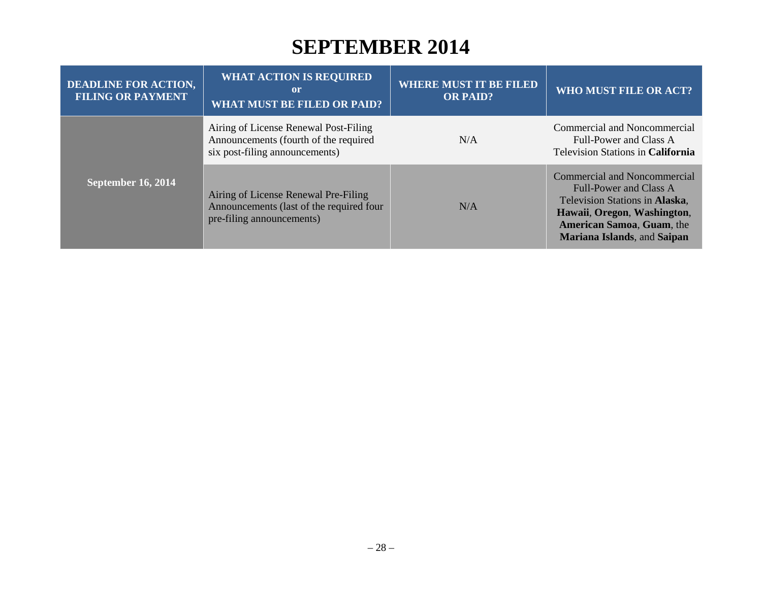# SEPTEMBER 2014

| DEADLINE FOR ACTION, FILING OR PAYMENT | WHAT ACTION IS REQUIRED or WHAT MUST BE FILED OR PAID? | WHERE MUST IT BE FILED OR PAID? | WHO MUST FILE OR ACT? |
|---|---|---|---|
| **September 16, 2014** | Airing of License Renewal Post-Filing Announcements (fourth of the required six post-filing announcements) | N/A | Commercial and Noncommercial Full-Power and Class A Television Stations in **California** |
| | Airing of License Renewal Pre-Filing Announcements (last of the required four pre-filing announcements) | N/A | Commercial and Noncommercial Full-Power and Class A Television Stations in **Alaska**, **Hawaii**, **Oregon**, **Washington**, **American Samoa**, **Guam**, the **Mariana Islands**, and **Saipan** |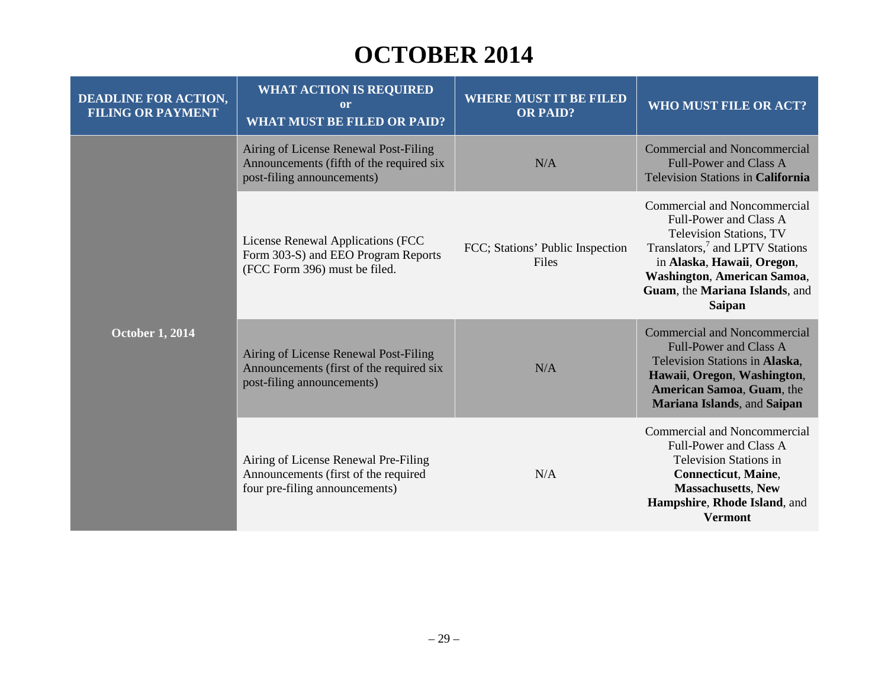# OCTOBER 2014

| DEADLINE FOR ACTION, FILING OR PAYMENT | WHAT ACTION IS REQUIRED or WHAT MUST BE FILED OR PAID? | WHERE MUST IT BE FILED OR PAID? | WHO MUST FILE OR ACT? |
|---|---|---|---|
| **October 1, 2014** | Airing of License Renewal Post-Filing Announcements (fifth of the required six post-filing announcements) | N/A | Commercial and Noncommercial Full-Power and Class A Television Stations in **California** |
| | License Renewal Applications (FCC Form 303-S) and EEO Program Reports (FCC Form 396) must be filed. | FCC; Stations' Public Inspection Files | Commercial and Noncommercial Full-Power and Class A Television Stations, TV Translators,[7] and LPTV Stations in **Alaska**, **Hawaii**, **Oregon**, **Washington**, **American Samoa**, **Guam**, the **Mariana Islands**, and **Saipan** |
| | Airing of License Renewal Post-Filing Announcements (first of the required six post-filing announcements) | N/A | Commercial and Noncommercial Full-Power and Class A Television Stations in **Alaska**, **Hawaii**, **Oregon**, **Washington**, **American Samoa**, **Guam**, the **Mariana Islands**, and **Saipan** |
| | Airing of License Renewal Pre-Filing Announcements (first of the required four pre-filing announcements) | N/A | Commercial and Noncommercial Full-Power and Class A Television Stations in **Connecticut**, **Maine**, **Massachusetts**, **New Hampshire**, **Rhode Island**, and **Vermont** |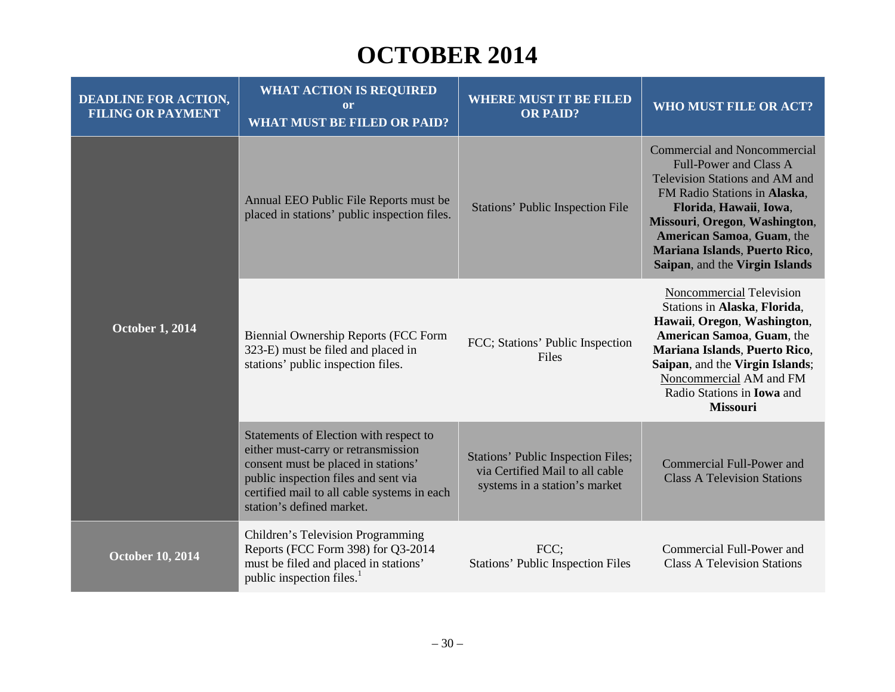# OCTOBER 2014

| DEADLINE FOR ACTION, FILING OR PAYMENT | WHAT ACTION IS REQUIRED or WHAT MUST BE FILED OR PAID? | WHERE MUST IT BE FILED OR PAID? | WHO MUST FILE OR ACT? |
|---|---|---|---|
| October 1, 2014 | Annual EEO Public File Reports must be placed in stations' public inspection files. | Stations' Public Inspection File | Commercial and Noncommercial Full-Power and Class A Television Stations and AM and FM Radio Stations in **Alaska**, **Florida**, **Hawaii**, **Iowa**, **Missouri**, **Oregon**, **Washington**, **American Samoa**, **Guam**, the **Mariana Islands**, **Puerto Rico**, **Saipan**, and the **Virgin Islands** |
| | Biennial Ownership Reports (FCC Form 323-E) must be filed and placed in stations' public inspection files. | FCC; Stations' Public Inspection Files | Noncommercial Television Stations in **Alaska**, **Florida**, **Hawaii**, **Oregon**, **Washington**, **American Samoa**, **Guam**, the **Mariana Islands**, **Puerto Rico**, **Saipan**, and the **Virgin Islands**; Noncommercial AM and FM Radio Stations in **Iowa** and **Missouri** |
| | Statements of Election with respect to either must-carry or retransmission consent must be placed in stations' public inspection files and sent via certified mail to all cable systems in each station's defined market. | Stations' Public Inspection Files; via Certified Mail to all cable systems in a station's market | Commercial Full-Power and Class A Television Stations |
| October 10, 2014 | Children's Television Programming Reports (FCC Form 398) for Q3-2014 must be filed and placed in stations' public inspection files.[1] | FCC; Stations' Public Inspection Files | Commercial Full-Power and Class A Television Stations |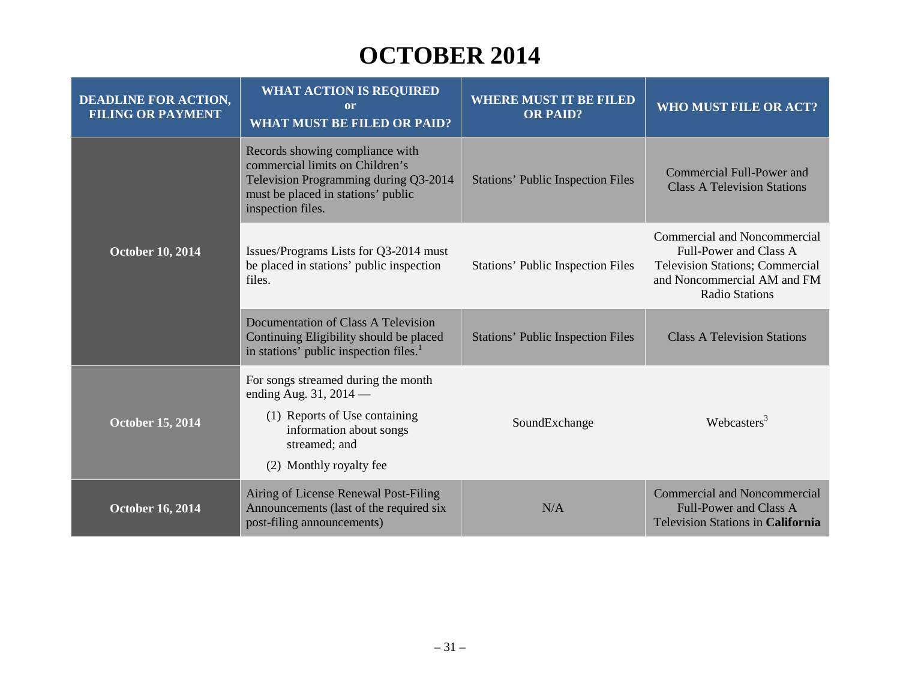# OCTOBER 2014

| DEADLINE FOR ACTION, FILING OR PAYMENT | WHAT ACTION IS REQUIRED or WHAT MUST BE FILED OR PAID? | WHERE MUST IT BE FILED OR PAID? | WHO MUST FILE OR ACT? |
|---|---|---|---|
| **October 10, 2014** | Records showing compliance with commercial limits on Children's Television Programming during Q3-2014 must be placed in stations' public inspection files. | Stations' Public Inspection Files | Commercial Full-Power and Class A Television Stations |
| | Issues/Programs Lists for Q3-2014 must be placed in stations' public inspection files. | Stations' Public Inspection Files | Commercial and Noncommercial Full-Power and Class A Television Stations; Commercial and Noncommercial AM and FM Radio Stations |
| | Documentation of Class A Television Continuing Eligibility should be placed in stations' public inspection files.[1] | Stations' Public Inspection Files | Class A Television Stations |
| **October 15, 2014** | For songs streamed during the month ending Aug. 31, 2014 — (1) Reports of Use containing information about songs streamed; and (2) Monthly royalty fee | SoundExchange | Webcasters[3] |
| **October 16, 2014** | Airing of License Renewal Post-Filing Announcements (last of the required six post-filing announcements) | N/A | Commercial and Noncommercial Full-Power and Class A Television Stations in **California** |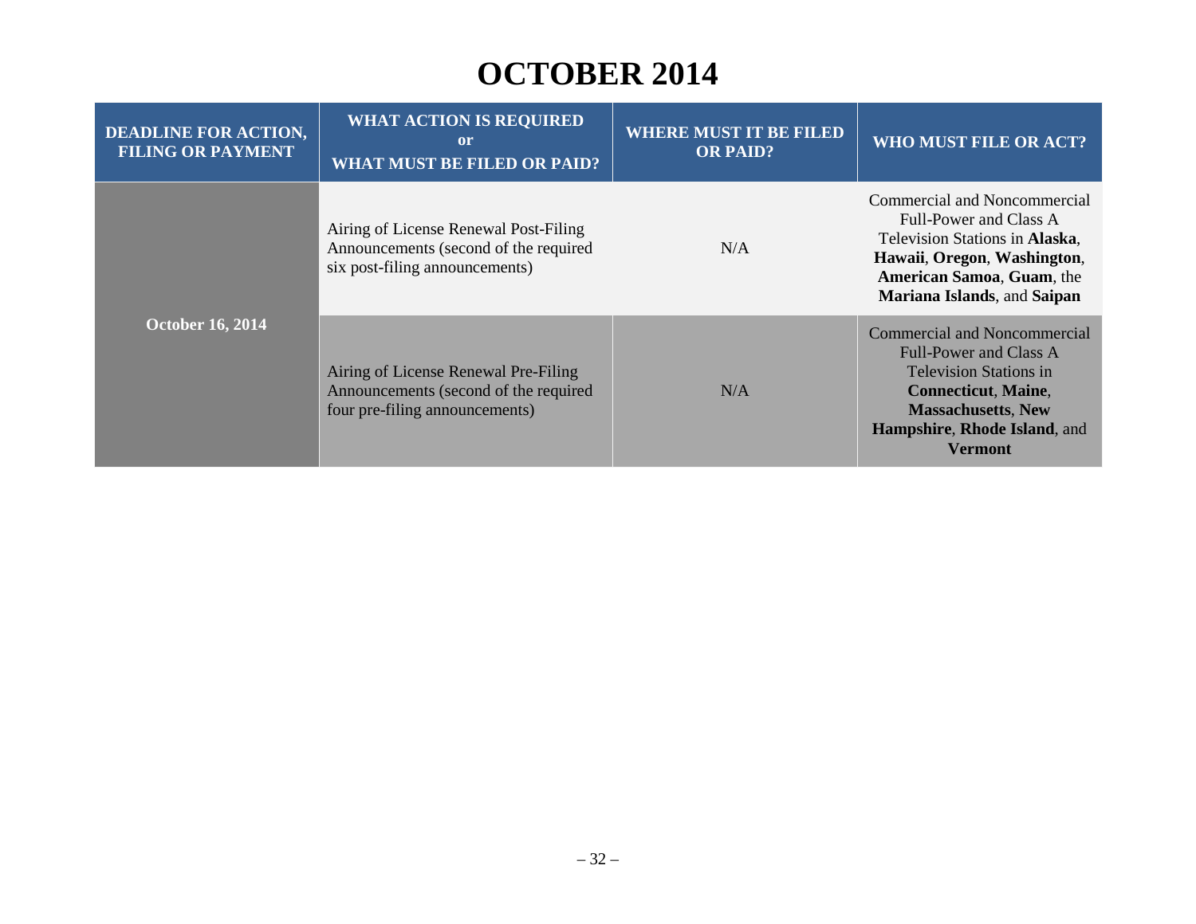# OCTOBER 2014

| DEADLINE FOR ACTION, FILING OR PAYMENT | WHAT ACTION IS REQUIRED or WHAT MUST BE FILED OR PAID? | WHERE MUST IT BE FILED OR PAID? | WHO MUST FILE OR ACT? |
|---|---|---|---|
| October 16, 2014 | Airing of License Renewal Post-Filing Announcements (second of the required six post-filing announcements) | N/A | Commercial and Noncommercial Full-Power and Class A Television Stations in **Alaska**, **Hawaii**, **Oregon**, **Washington**, **American Samoa**, **Guam**, the **Mariana Islands**, and **Saipan** |
| | Airing of License Renewal Pre-Filing Announcements (second of the required four pre-filing announcements) | N/A | Commercial and Noncommercial Full-Power and Class A Television Stations in **Connecticut**, **Maine**, **Massachusetts**, **New Hampshire**, **Rhode Island**, and **Vermont** |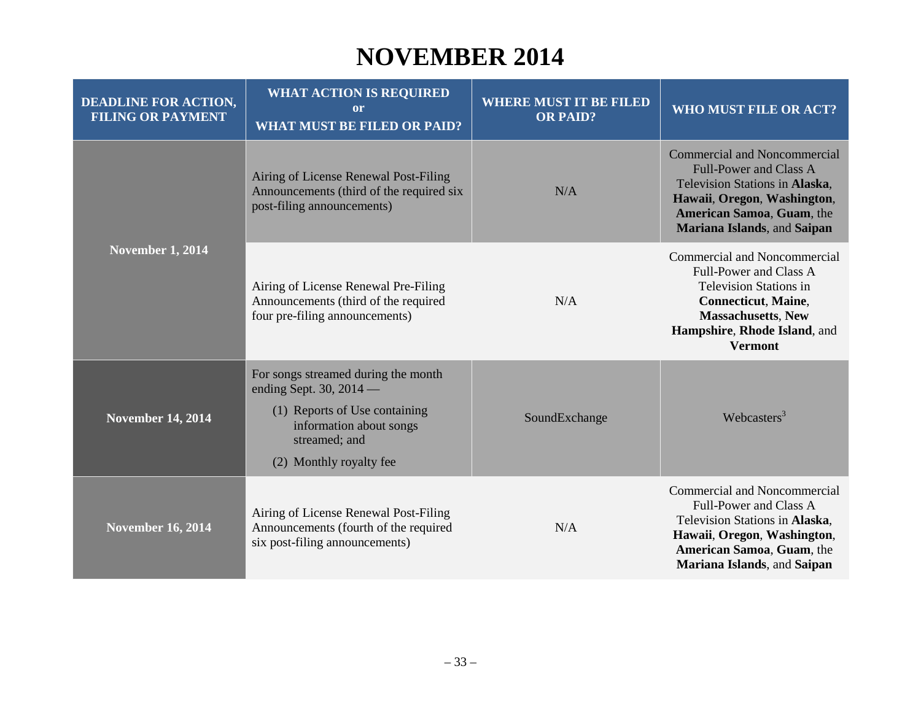# NOVEMBER 2014

| DEADLINE FOR ACTION, FILING OR PAYMENT | WHAT ACTION IS REQUIRED or WHAT MUST BE FILED OR PAID? | WHERE MUST IT BE FILED OR PAID? | WHO MUST FILE OR ACT? |
| --- | --- | --- | --- |
| **November 1, 2014** | Airing of License Renewal Post-Filing Announcements (third of the required six post-filing announcements) | N/A | Commercial and Noncommercial Full-Power and Class A Television Stations in **Alaska**, **Hawaii**, **Oregon**, **Washington**, **American Samoa**, **Guam**, the **Mariana Islands**, and **Saipan** |
| | Airing of License Renewal Pre-Filing Announcements (third of the required four pre-filing announcements) | N/A | Commercial and Noncommercial Full-Power and Class A Television Stations in **Connecticut**, **Maine**, **Massachusetts**, **New Hampshire**, **Rhode Island**, and **Vermont** |
| **November 14, 2014** | For songs streamed during the month ending Sept. 30, 2014 — (1) Reports of Use containing information about songs streamed; and (2) Monthly royalty fee | SoundExchange | Webcasters[3] |
| **November 16, 2014** | Airing of License Renewal Post-Filing Announcements (fourth of the required six post-filing announcements) | N/A | Commercial and Noncommercial Full-Power and Class A Television Stations in **Alaska**, **Hawaii**, **Oregon**, **Washington**, **American Samoa**, **Guam**, the **Mariana Islands**, and **Saipan** |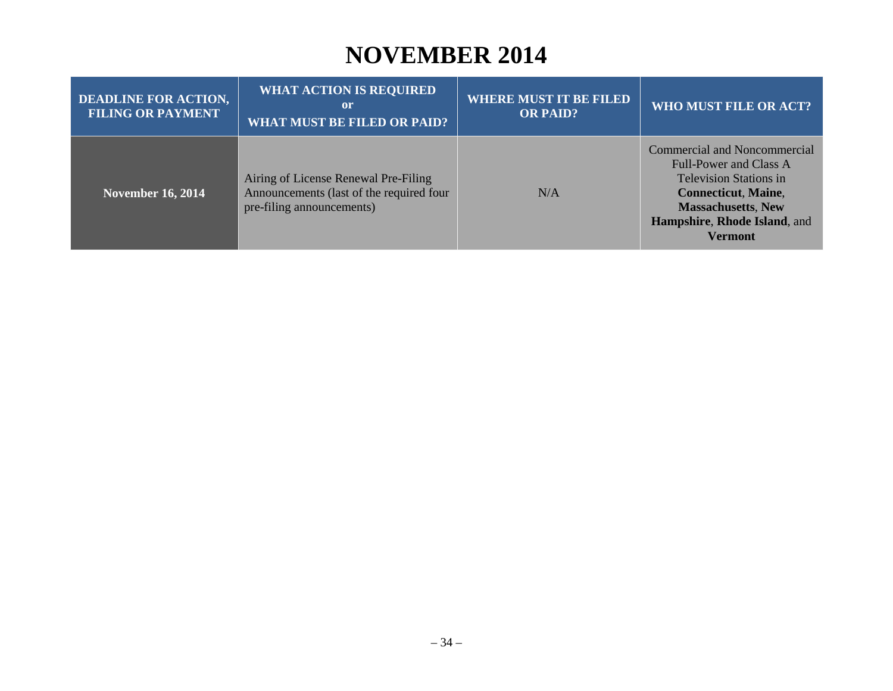# NOVEMBER 2014

| DEADLINE FOR ACTION, FILING OR PAYMENT | WHAT ACTION IS REQUIRED or WHAT MUST BE FILED OR PAID? | WHERE MUST IT BE FILED OR PAID? | WHO MUST FILE OR ACT? |
|---|---|---|---|
| **November 16, 2014** | Airing of License Renewal Pre-Filing Announcements (last of the required four pre-filing announcements) | N/A | Commercial and Noncommercial Full-Power and Class A Television Stations in **Connecticut**, **Maine**, **Massachusetts**, **New Hampshire**, **Rhode Island**, and **Vermont** |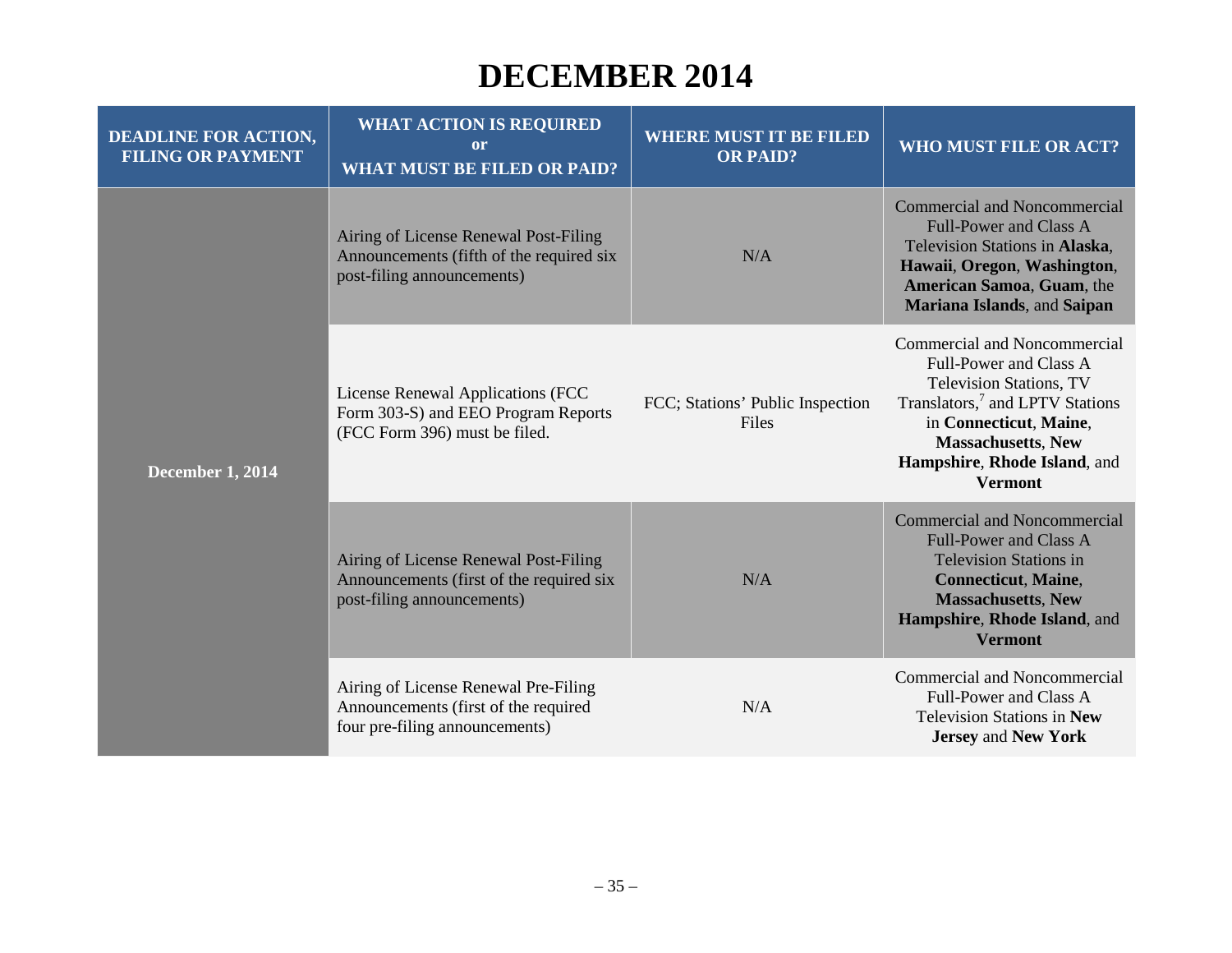# DECEMBER 2014

| DEADLINE FOR ACTION, FILING OR PAYMENT | WHAT ACTION IS REQUIRED or WHAT MUST BE FILED OR PAID? | WHERE MUST IT BE FILED OR PAID? | WHO MUST FILE OR ACT? |
|---|---|---|---|
| **December 1, 2014** | Airing of License Renewal Post-Filing Announcements (fifth of the required six post-filing announcements) | N/A | Commercial and Noncommercial Full-Power and Class A Television Stations in **Alaska**, **Hawaii**, **Oregon**, **Washington**, **American Samoa**, **Guam**, the **Mariana Islands**, and **Saipan** |
| | License Renewal Applications (FCC Form 303-S) and EEO Program Reports (FCC Form 396) must be filed. | FCC; Stations' Public Inspection Files | Commercial and Noncommercial Full-Power and Class A Television Stations, TV Translators,[7] and LPTV Stations in **Connecticut**, **Maine**, **Massachusetts**, **New Hampshire**, **Rhode Island**, and **Vermont** |
| | Airing of License Renewal Post-Filing Announcements (first of the required six post-filing announcements) | N/A | Commercial and Noncommercial Full-Power and Class A Television Stations in **Connecticut**, **Maine**, **Massachusetts**, **New Hampshire**, **Rhode Island**, and **Vermont** |
| | Airing of License Renewal Pre-Filing Announcements (first of the required four pre-filing announcements) | N/A | Commercial and Noncommercial Full-Power and Class A Television Stations in **New Jersey** and **New York** |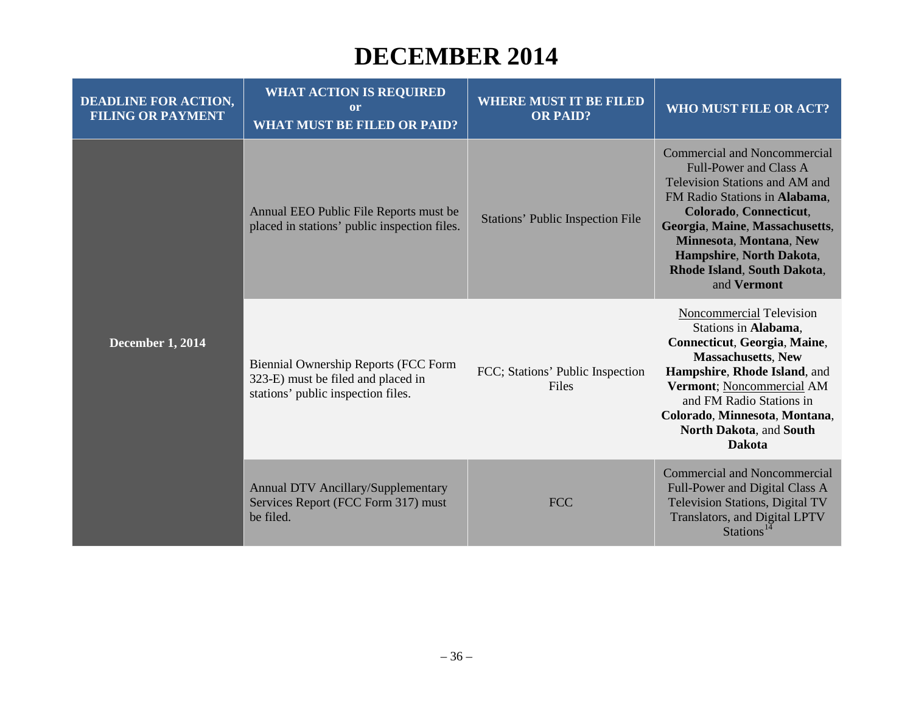# DECEMBER 2014

| DEADLINE FOR ACTION, FILING OR PAYMENT | WHAT ACTION IS REQUIRED or WHAT MUST BE FILED OR PAID? | WHERE MUST IT BE FILED OR PAID? | WHO MUST FILE OR ACT? |
|---|---|---|---|
| **December 1, 2014** | Annual EEO Public File Reports must be placed in stations' public inspection files. | Stations' Public Inspection File | Commercial and Noncommercial Full-Power and Class A Television Stations and AM and FM Radio Stations in **Alabama**, **Colorado**, **Connecticut**, **Georgia**, **Maine**, **Massachusetts**, **Minnesota**, **Montana**, **New Hampshire**, **North Dakota**, **Rhode Island**, **South Dakota**, and **Vermont** |
| | Biennial Ownership Reports (FCC Form 323-E) must be filed and placed in stations' public inspection files. | FCC; Stations' Public Inspection Files | Noncommercial Television Stations in **Alabama**, **Connecticut**, **Georgia**, **Maine**, **Massachusetts**, **New Hampshire**, **Rhode Island**, and **Vermont**; Noncommercial AM and FM Radio Stations in **Colorado**, **Minnesota**, **Montana**, **North Dakota**, and **South Dakota** |
| | Annual DTV Ancillary/Supplementary Services Report (FCC Form 317) must be filed. | FCC | Commercial and Noncommercial Full-Power and Digital Class A Television Stations, Digital TV Translators, and Digital LPTV Stations[14] |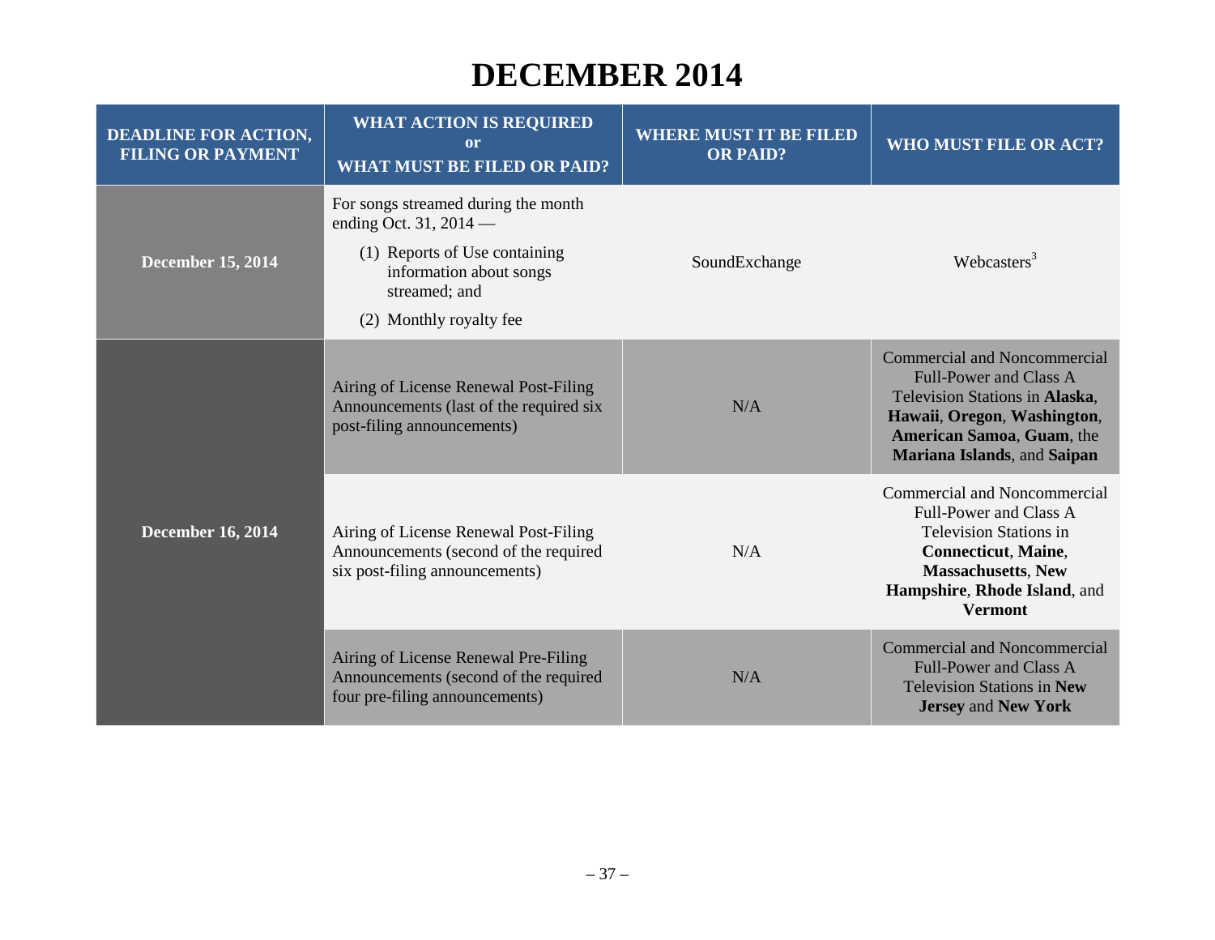# DECEMBER 2014

| DEADLINE FOR ACTION, FILING OR PAYMENT | WHAT ACTION IS REQUIRED or WHAT MUST BE FILED OR PAID? | WHERE MUST IT BE FILED OR PAID? | WHO MUST FILE OR ACT? |
|---|---|---|---|
| **December 15, 2014** | For songs streamed during the month ending Oct. 31, 2014 — (1) Reports of Use containing information about songs streamed; and (2) Monthly royalty fee | SoundExchange | Webcasters[3] |
| **December 16, 2014** | Airing of License Renewal Post-Filing Announcements (last of the required six post-filing announcements) | N/A | Commercial and Noncommercial Full-Power and Class A Television Stations in **Alaska**, **Hawaii**, **Oregon**, **Washington**, **American Samoa**, **Guam**, the **Mariana Islands**, and **Saipan** |
| | Airing of License Renewal Post-Filing Announcements (second of the required six post-filing announcements) | N/A | Commercial and Noncommercial Full-Power and Class A Television Stations in **Connecticut**, **Maine**, **Massachusetts**, **New Hampshire**, **Rhode Island**, and **Vermont** |
| | Airing of License Renewal Pre-Filing Announcements (second of the required four pre-filing announcements) | N/A | Commercial and Noncommercial Full-Power and Class A Television Stations in **New Jersey** and **New York** |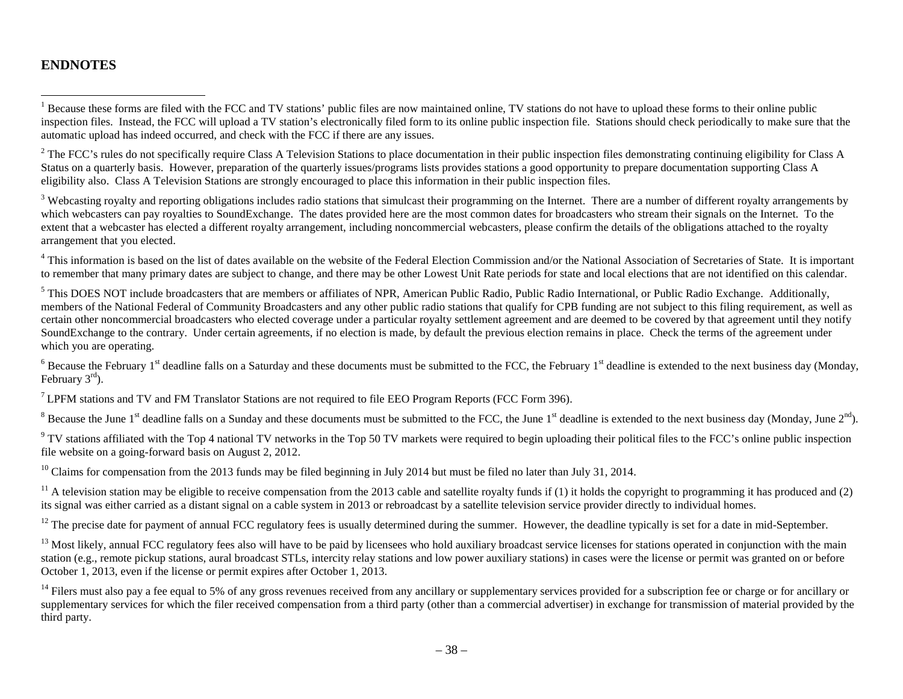## ENDNOTES

[1] Because these forms are filed with the FCC and TV stations' public files are now maintained online, TV stations do not have to upload these forms to their online public inspection files. Instead, the FCC will upload a TV station's electronically filed form to its online public inspection file. Stations should check periodically to make sure that the automatic upload has indeed occurred, and check with the FCC if there are any issues.

[2] The FCC's rules do not specifically require Class A Television Stations to place documentation in their public inspection files demonstrating continuing eligibility for Class A Status on a quarterly basis. However, preparation of the quarterly issues/programs lists provides stations a good opportunity to prepare documentation supporting Class A eligibility also. Class A Television Stations are strongly encouraged to place this information in their public inspection files.

[3] Webcasting royalty and reporting obligations includes radio stations that simulcast their programming on the Internet. There are a number of different royalty arrangements by which webcasters can pay royalties to SoundExchange. The dates provided here are the most common dates for broadcasters who stream their signals on the Internet. To the extent that a webcaster has elected a different royalty arrangement, including noncommercial webcasters, please confirm the details of the obligations attached to the royalty arrangement that you elected.

[4] This information is based on the list of dates available on the website of the Federal Election Commission and/or the National Association of Secretaries of State. It is important to remember that many primary dates are subject to change, and there may be other Lowest Unit Rate periods for state and local elections that are not identified on this calendar.

[5] This DOES NOT include broadcasters that are members or affiliates of NPR, American Public Radio, Public Radio International, or Public Radio Exchange. Additionally, members of the National Federal of Community Broadcasters and any other public radio stations that qualify for CPB funding are not subject to this filing requirement, as well as certain other noncommercial broadcasters who elected coverage under a particular royalty settlement agreement and are deemed to be covered by that agreement until they notify SoundExchange to the contrary. Under certain agreements, if no election is made, by default the previous election remains in place. Check the terms of the agreement under which you are operating.

[6] Because the February 1st deadline falls on a Saturday and these documents must be submitted to the FCC, the February 1st deadline is extended to the next business day (Monday, February 3rd).

[7] LPFM stations and TV and FM Translator Stations are not required to file EEO Program Reports (FCC Form 396).

[8] Because the June 1st deadline falls on a Sunday and these documents must be submitted to the FCC, the June 1st deadline is extended to the next business day (Monday, June 2nd).

[9] TV stations affiliated with the Top 4 national TV networks in the Top 50 TV markets were required to begin uploading their political files to the FCC's online public inspection file website on a going-forward basis on August 2, 2012.

[10] Claims for compensation from the 2013 funds may be filed beginning in July 2014 but must be filed no later than July 31, 2014.

[11] A television station may be eligible to receive compensation from the 2013 cable and satellite royalty funds if (1) it holds the copyright to programming it has produced and (2) its signal was either carried as a distant signal on a cable system in 2013 or rebroadcast by a satellite television service provider directly to individual homes.

[12] The precise date for payment of annual FCC regulatory fees is usually determined during the summer. However, the deadline typically is set for a date in mid-September.

[13] Most likely, annual FCC regulatory fees also will have to be paid by licensees who hold auxiliary broadcast service licenses for stations operated in conjunction with the main station (e.g., remote pickup stations, aural broadcast STLs, intercity relay stations and low power auxiliary stations) in cases were the license or permit was granted on or before October 1, 2013, even if the license or permit expires after October 1, 2013.

[14] Filers must also pay a fee equal to 5% of any gross revenues received from any ancillary or supplementary services provided for a subscription fee or charge or for ancillary or supplementary services for which the filer received compensation from a third party (other than a commercial advertiser) in exchange for transmission of material provided by the third party.